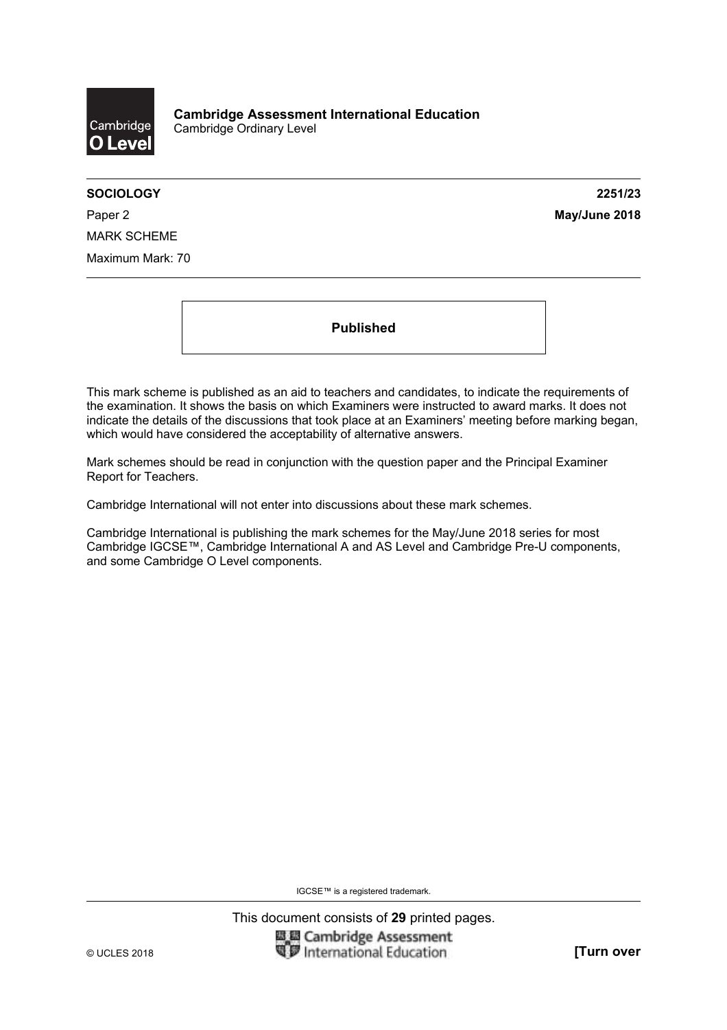**Cambridge Assessment International Education**
Cambridge Ordinary Level

**SOCIOLOGY** **2251/23**

Paper 2 **May/June 2018**

MARK SCHEME

Maximum Mark: 70

**Published**

This mark scheme is published as an aid to teachers and candidates, to indicate the requirements of the examination. It shows the basis on which Examiners were instructed to award marks. It does not indicate the details of the discussions that took place at an Examiners' meeting before marking began, which would have considered the acceptability of alternative answers.

Mark schemes should be read in conjunction with the question paper and the Principal Examiner Report for Teachers.

Cambridge International will not enter into discussions about these mark schemes.

Cambridge International is publishing the mark schemes for the May/June 2018 series for most Cambridge IGCSE™, Cambridge International A and AS Level and Cambridge Pre-U components, and some Cambridge O Level components.

IGCSE™ is a registered trademark.

This document consists of **29** printed pages.

© UCLES 2018 **[Turn over**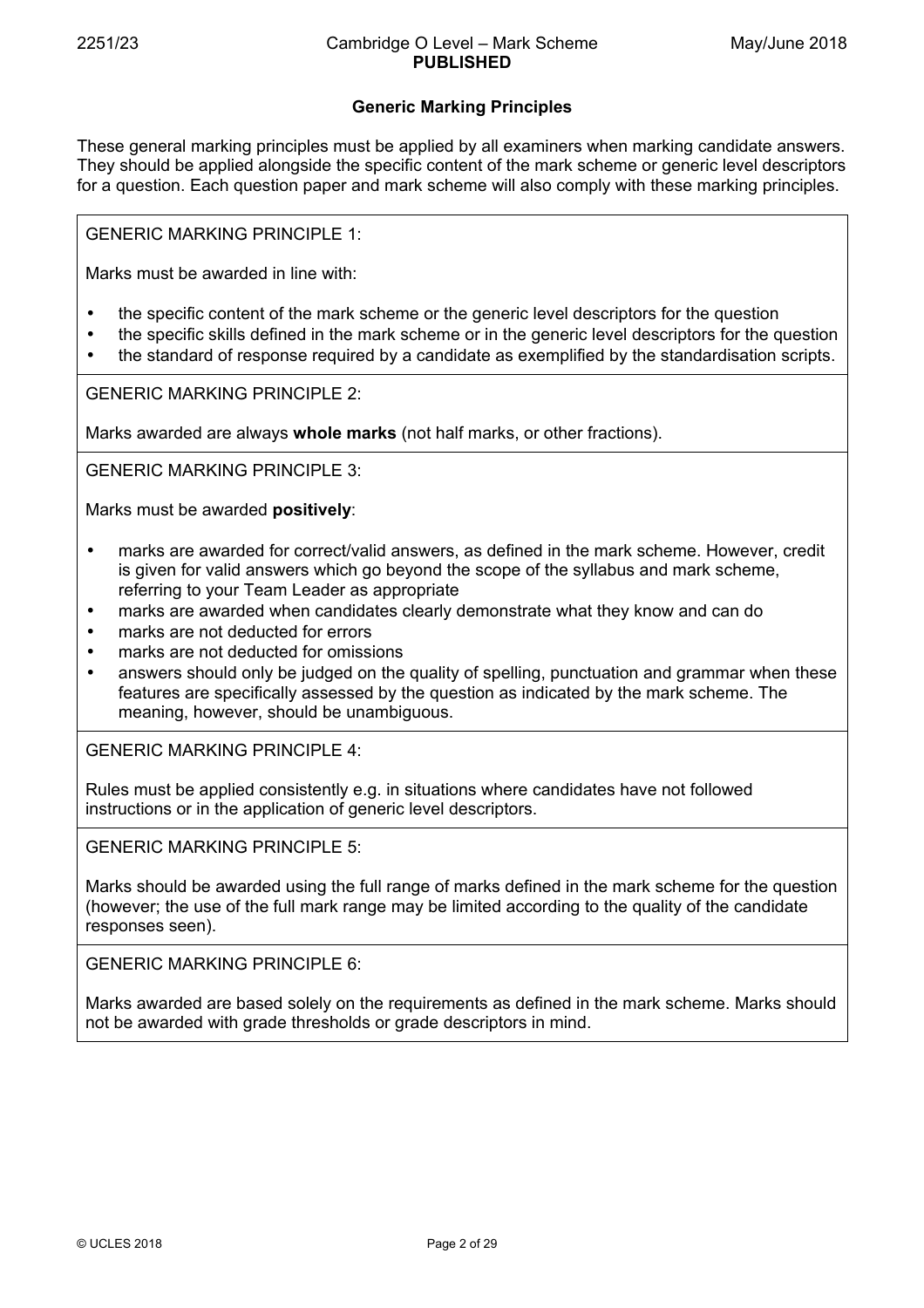## Generic Marking Principles

These general marking principles must be applied by all examiners when marking candidate answers. They should be applied alongside the specific content of the mark scheme or generic level descriptors for a question. Each question paper and mark scheme will also comply with these marking principles.

GENERIC MARKING PRINCIPLE 1:

Marks must be awarded in line with:

- the specific content of the mark scheme or the generic level descriptors for the question
- the specific skills defined in the mark scheme or in the generic level descriptors for the question
- the standard of response required by a candidate as exemplified by the standardisation scripts.

GENERIC MARKING PRINCIPLE 2:

Marks awarded are always **whole marks** (not half marks, or other fractions).

GENERIC MARKING PRINCIPLE 3:

Marks must be awarded **positively**:

- marks are awarded for correct/valid answers, as defined in the mark scheme. However, credit is given for valid answers which go beyond the scope of the syllabus and mark scheme, referring to your Team Leader as appropriate
- marks are awarded when candidates clearly demonstrate what they know and can do
- marks are not deducted for errors
- marks are not deducted for omissions
- answers should only be judged on the quality of spelling, punctuation and grammar when these features are specifically assessed by the question as indicated by the mark scheme. The meaning, however, should be unambiguous.

GENERIC MARKING PRINCIPLE 4:

Rules must be applied consistently e.g. in situations where candidates have not followed instructions or in the application of generic level descriptors.

GENERIC MARKING PRINCIPLE 5:

Marks should be awarded using the full range of marks defined in the mark scheme for the question (however; the use of the full mark range may be limited according to the quality of the candidate responses seen).

GENERIC MARKING PRINCIPLE 6:

Marks awarded are based solely on the requirements as defined in the mark scheme. Marks should not be awarded with grade thresholds or grade descriptors in mind.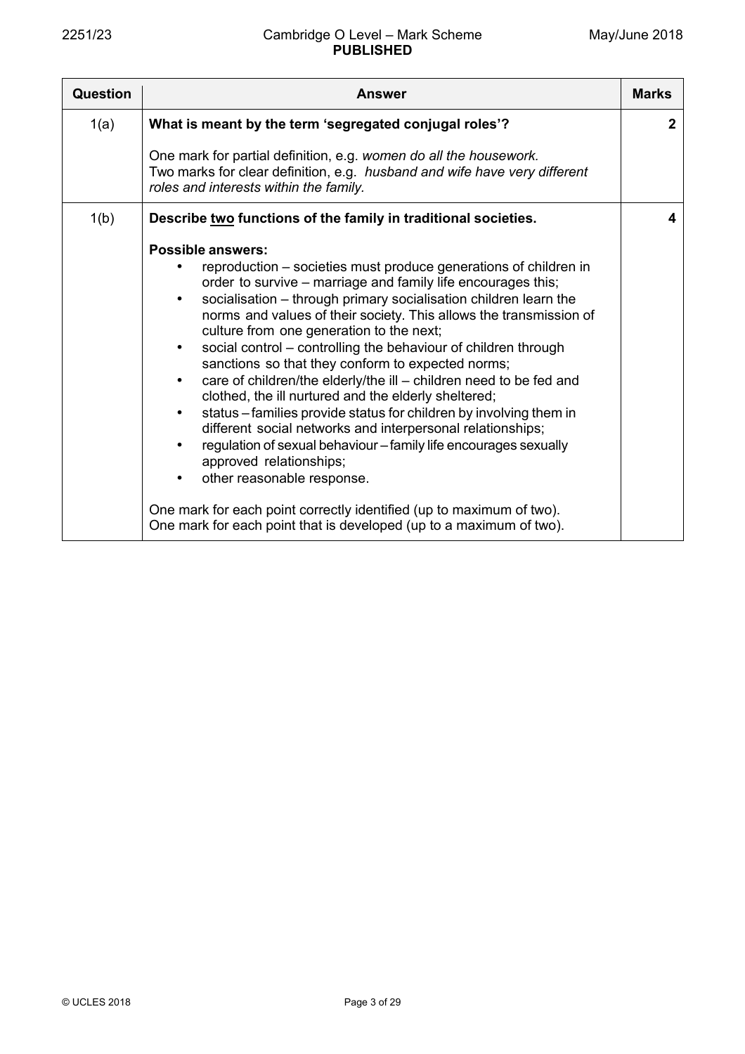| Question | Answer | Marks |
|---|---|---|
| 1(a) | **What is meant by the term 'segregated conjugal roles'?**<br><br>One mark for partial definition, e.g. *women do all the housework.*<br>Two marks for clear definition, e.g. *husband and wife have very different roles and interests within the family.* | 2 |
| 1(b) | **Describe <u>two</u> functions of the family in traditional societies.**<br><br>**Possible answers:**<br>• reproduction – societies must produce generations of children in order to survive – marriage and family life encourages this;<br>• socialisation – through primary socialisation children learn the norms and values of their society. This allows the transmission of culture from one generation to the next;<br>• social control – controlling the behaviour of children through sanctions so that they conform to expected norms;<br>• care of children/the elderly/the ill – children need to be fed and clothed, the ill nurtured and the elderly sheltered;<br>• status – families provide status for children by involving them in different social networks and interpersonal relationships;<br>• regulation of sexual behaviour – family life encourages sexually approved relationships;<br>• other reasonable response.<br><br>One mark for each point correctly identified (up to maximum of two).<br>One mark for each point that is developed (up to a maximum of two). | 4 |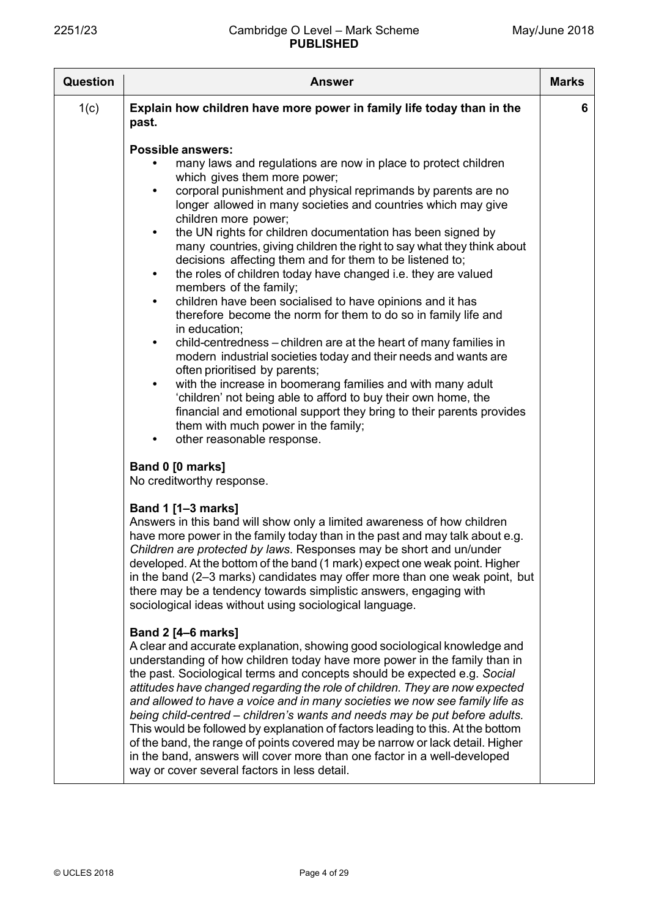| Question | Answer | Marks |
|---|---|---|
| 1(c) | **Explain how children have more power in family life today than in the past.**<br><br>**Possible answers:**<br>• many laws and regulations are now in place to protect children which gives them more power;<br>• corporal punishment and physical reprimands by parents are no longer allowed in many societies and countries which may give children more power;<br>• the UN rights for children documentation has been signed by many countries, giving children the right to say what they think about decisions affecting them and for them to be listened to;<br>• the roles of children today have changed i.e. they are valued members of the family;<br>• children have been socialised to have opinions and it has therefore become the norm for them to do so in family life and in education;<br>• child-centredness – children are at the heart of many families in modern industrial societies today and their needs and wants are often prioritised by parents;<br>• with the increase in boomerang families and with many adult 'children' not being able to afford to buy their own home, the financial and emotional support they bring to their parents provides them with much power in the family;<br>• other reasonable response.<br><br>**Band 0 [0 marks]**<br>No creditworthy response.<br><br>**Band 1 [1–3 marks]**<br>Answers in this band will show only a limited awareness of how children have more power in the family today than in the past and may talk about e.g. *Children are protected by laws*. Responses may be short and un/under developed. At the bottom of the band (1 mark) expect one weak point. Higher in the band (2–3 marks) candidates may offer more than one weak point, but there may be a tendency towards simplistic answers, engaging with sociological ideas without using sociological language.<br><br>**Band 2 [4–6 marks]**<br>A clear and accurate explanation, showing good sociological knowledge and understanding of how children today have more power in the family than in the past. Sociological terms and concepts should be expected e.g. *Social attitudes have changed regarding the role of children. They are now expected and allowed to have a voice and in many societies we now see family life as being child-centred – children's wants and needs may be put before adults.* This would be followed by explanation of factors leading to this. At the bottom of the band, the range of points covered may be narrow or lack detail. Higher in the band, answers will cover more than one factor in a well-developed way or cover several factors in less detail. | 6 |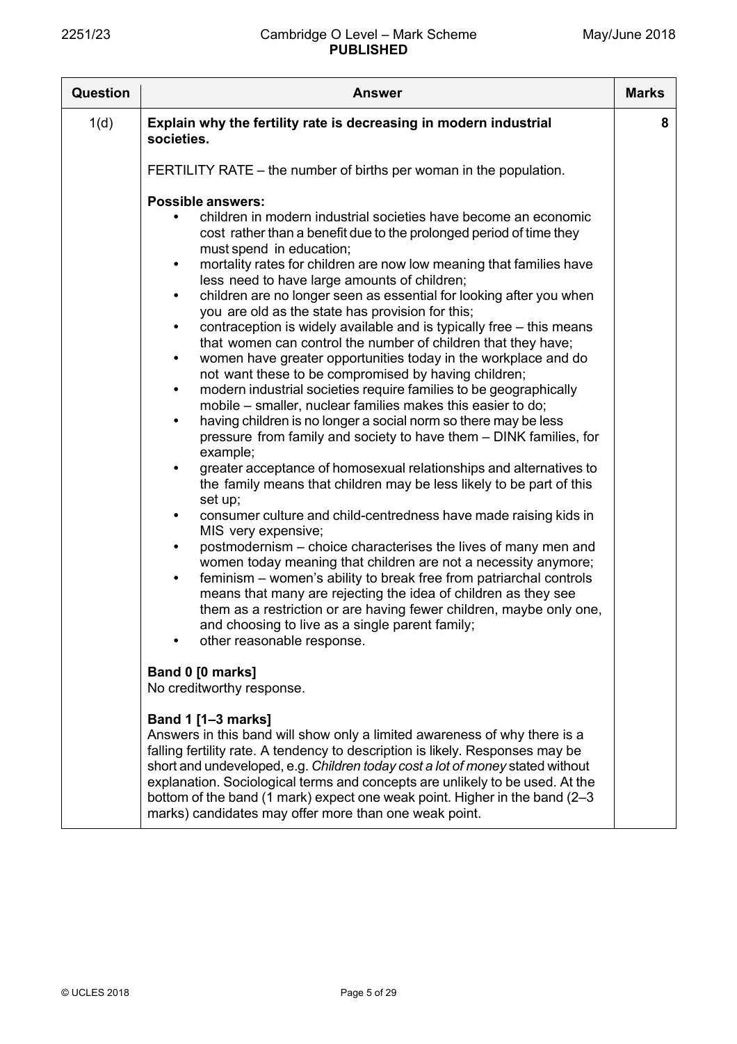| Question | Answer | Marks |
|---|---|---|
| 1(d) | **Explain why the fertility rate is decreasing in modern industrial societies.**<br><br>FERTILITY RATE – the number of births per woman in the population.<br><br>**Possible answers:**<br>• children in modern industrial societies have become an economic cost rather than a benefit due to the prolonged period of time they must spend in education;<br>• mortality rates for children are now low meaning that families have less need to have large amounts of children;<br>• children are no longer seen as essential for looking after you when you are old as the state has provision for this;<br>• contraception is widely available and is typically free – this means that women can control the number of children that they have;<br>• women have greater opportunities today in the workplace and do not want these to be compromised by having children;<br>• modern industrial societies require families to be geographically mobile – smaller, nuclear families makes this easier to do;<br>• having children is no longer a social norm so there may be less pressure from family and society to have them – DINK families, for example;<br>• greater acceptance of homosexual relationships and alternatives to the family means that children may be less likely to be part of this set up;<br>• consumer culture and child-centredness have made raising kids in MIS very expensive;<br>• postmodernism – choice characterises the lives of many men and women today meaning that children are not a necessity anymore;<br>• feminism – women's ability to break free from patriarchal controls means that many are rejecting the idea of children as they see them as a restriction or are having fewer children, maybe only one, and choosing to live as a single parent family;<br>• other reasonable response.<br><br>**Band 0 [0 marks]**<br>No creditworthy response.<br><br>**Band 1 [1–3 marks]**<br>Answers in this band will show only a limited awareness of why there is a falling fertility rate. A tendency to description is likely. Responses may be short and undeveloped, e.g. *Children today cost a lot of money* stated without explanation. Sociological terms and concepts are unlikely to be used. At the bottom of the band (1 mark) expect one weak point. Higher in the band (2–3 marks) candidates may offer more than one weak point. | 8 |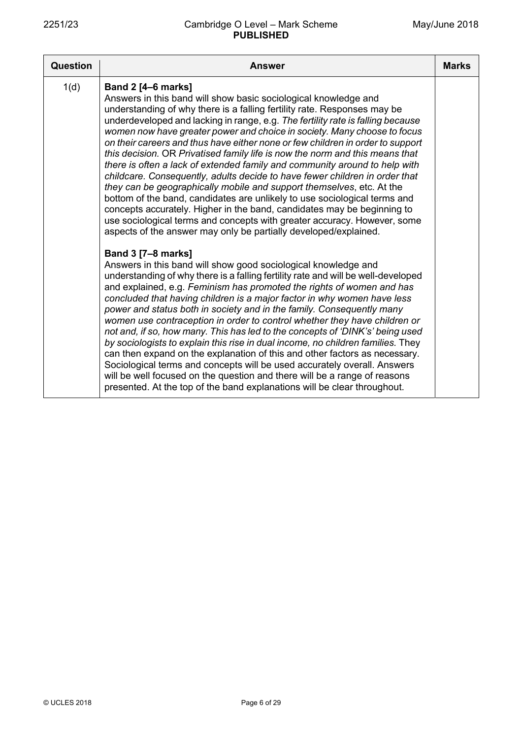| Question | Answer | Marks |
|---|---|---|
| 1(d) | **Band 2 [4–6 marks]**<br>Answers in this band will show basic sociological knowledge and understanding of why there is a falling fertility rate. Responses may be underdeveloped and lacking in range, e.g. *The fertility rate is falling because women now have greater power and choice in society. Many choose to focus on their careers and thus have either none or few children in order to support this decision.* OR *Privatised family life is now the norm and this means that there is often a lack of extended family and community around to help with childcare. Consequently, adults decide to have fewer children in order that they can be geographically mobile and support themselves*, etc. At the bottom of the band, candidates are unlikely to use sociological terms and concepts accurately. Higher in the band, candidates may be beginning to use sociological terms and concepts with greater accuracy. However, some aspects of the answer may only be partially developed/explained.<br><br>**Band 3 [7–8 marks]**<br>Answers in this band will show good sociological knowledge and understanding of why there is a falling fertility rate and will be well-developed and explained, e.g. *Feminism has promoted the rights of women and has concluded that having children is a major factor in why women have less power and status both in society and in the family. Consequently many women use contraception in order to control whether they have children or not and, if so, how many. This has led to the concepts of 'DINK's' being used by sociologists to explain this rise in dual income, no children families.* They can then expand on the explanation of this and other factors as necessary. Sociological terms and concepts will be used accurately overall. Answers will be well focused on the question and there will be a range of reasons presented. At the top of the band explanations will be clear throughout. | |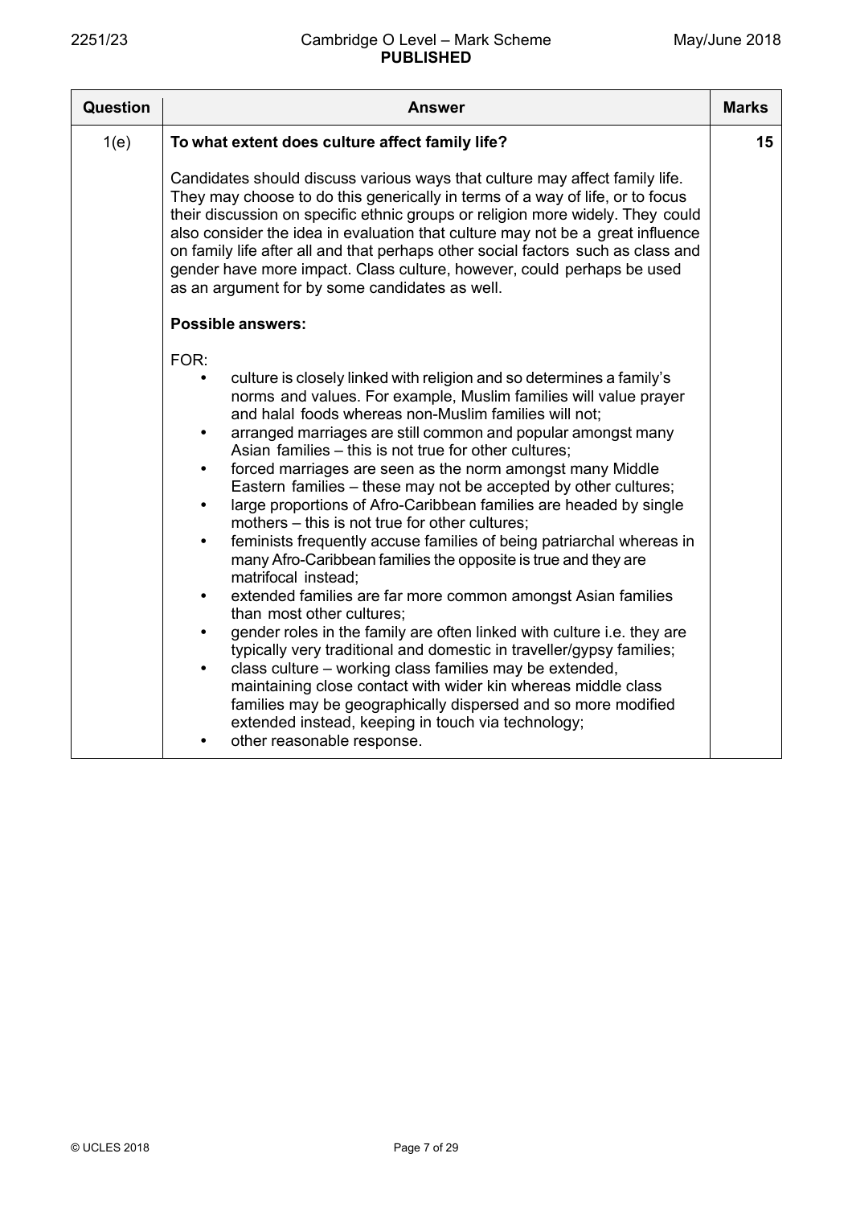| Question | Answer | Marks |
|---|---|---|
| 1(e) | **To what extent does culture affect family life?**<br><br>Candidates should discuss various ways that culture may affect family life. They may choose to do this generically in terms of a way of life, or to focus their discussion on specific ethnic groups or religion more widely. They could also consider the idea in evaluation that culture may not be a great influence on family life after all and that perhaps other social factors such as class and gender have more impact. Class culture, however, could perhaps be used as an argument for by some candidates as well.<br><br>**Possible answers:**<br><br>FOR:<br>• culture is closely linked with religion and so determines a family's norms and values. For example, Muslim families will value prayer and halal foods whereas non-Muslim families will not;<br>• arranged marriages are still common and popular amongst many Asian families – this is not true for other cultures;<br>• forced marriages are seen as the norm amongst many Middle Eastern families – these may not be accepted by other cultures;<br>• large proportions of Afro-Caribbean families are headed by single mothers – this is not true for other cultures;<br>• feminists frequently accuse families of being patriarchal whereas in many Afro-Caribbean families the opposite is true and they are matrifocal instead;<br>• extended families are far more common amongst Asian families than most other cultures;<br>• gender roles in the family are often linked with culture i.e. they are typically very traditional and domestic in traveller/gypsy families;<br>• class culture – working class families may be extended, maintaining close contact with wider kin whereas middle class families may be geographically dispersed and so more modified extended instead, keeping in touch via technology;<br>• other reasonable response. | 15 |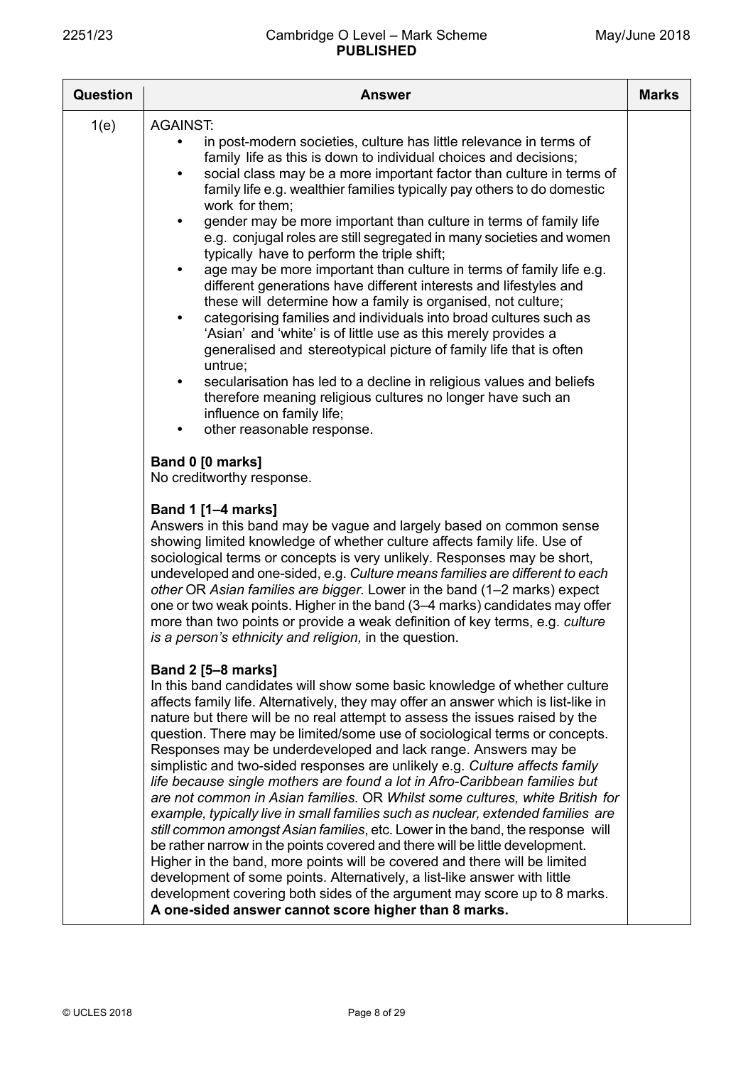| Question | Answer | Marks |
|---|---|---|
| 1(e) | AGAINST:<br>• in post-modern societies, culture has little relevance in terms of family life as this is down to individual choices and decisions;<br>• social class may be a more important factor than culture in terms of family life e.g. wealthier families typically pay others to do domestic work for them;<br>• gender may be more important than culture in terms of family life e.g. conjugal roles are still segregated in many societies and women typically have to perform the triple shift;<br>• age may be more important than culture in terms of family life e.g. different generations have different interests and lifestyles and these will determine how a family is organised, not culture;<br>• categorising families and individuals into broad cultures such as 'Asian' and 'white' is of little use as this merely provides a generalised and stereotypical picture of family life that is often untrue;<br>• secularisation has led to a decline in religious values and beliefs therefore meaning religious cultures no longer have such an influence on family life;<br>• other reasonable response.<br><br>**Band 0 [0 marks]**<br>No creditworthy response.<br><br>**Band 1 [1–4 marks]**<br>Answers in this band may be vague and largely based on common sense showing limited knowledge of whether culture affects family life. Use of sociological terms or concepts is very unlikely. Responses may be short, undeveloped and one-sided, e.g. *Culture means families are different to each other* OR *Asian families are bigger*. Lower in the band (1–2 marks) expect one or two weak points. Higher in the band (3–4 marks) candidates may offer more than two points or provide a weak definition of key terms, e.g. *culture is a person's ethnicity and religion,* in the question.<br><br>**Band 2 [5–8 marks]**<br>In this band candidates will show some basic knowledge of whether culture affects family life. Alternatively, they may offer an answer which is list-like in nature but there will be no real attempt to assess the issues raised by the question. There may be limited/some use of sociological terms or concepts. Responses may be underdeveloped and lack range. Answers may be simplistic and two-sided responses are unlikely e.g. *Culture affects family life because single mothers are found a lot in Afro-Caribbean families but are not common in Asian families.* OR *Whilst some cultures, white British for example, typically live in small families such as nuclear, extended families are still common amongst Asian families*, etc. Lower in the band, the response will be rather narrow in the points covered and there will be little development. Higher in the band, more points will be covered and there will be limited development of some points. Alternatively, a list-like answer with little development covering both sides of the argument may score up to 8 marks.<br>**A one-sided answer cannot score higher than 8 marks.** | |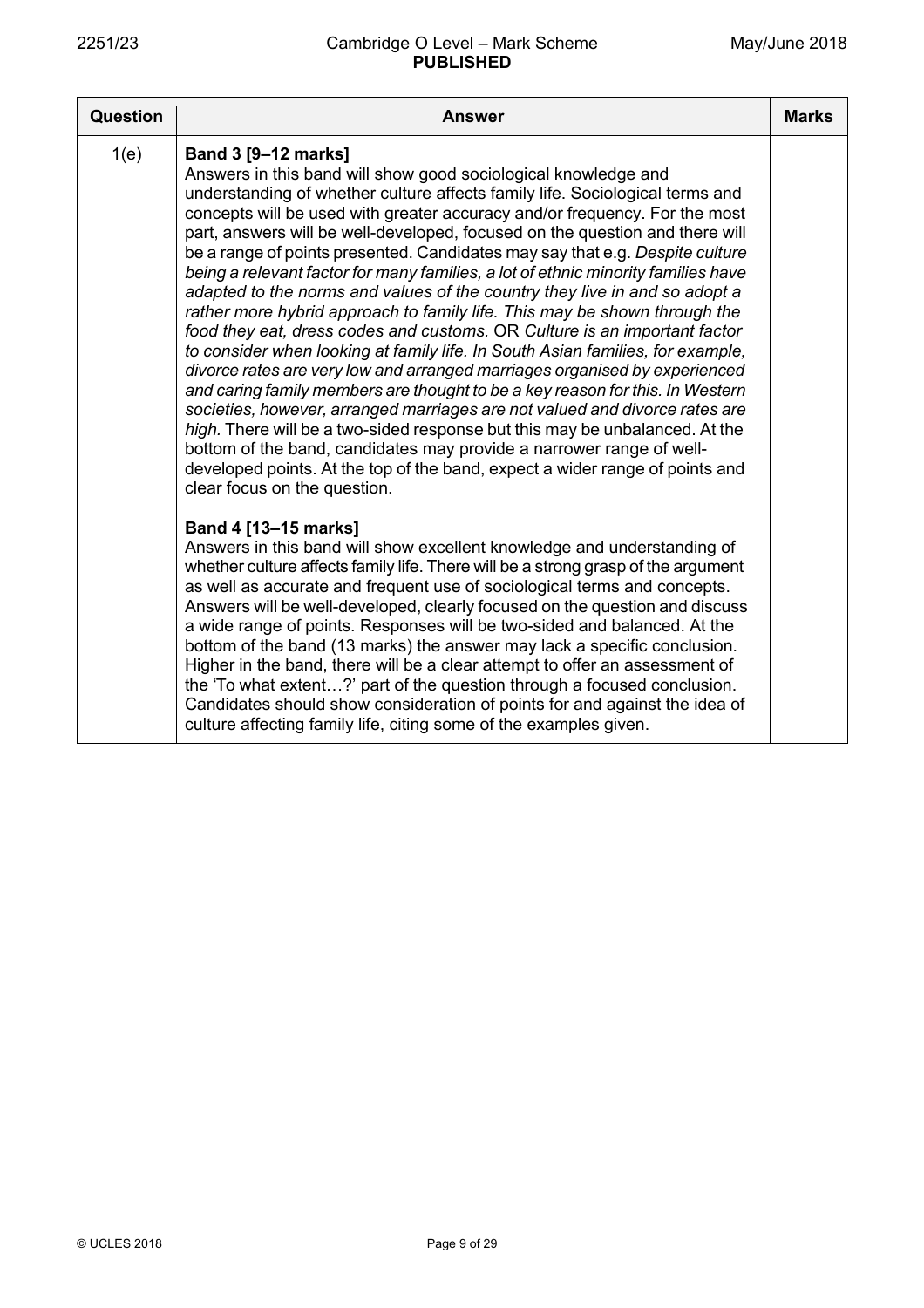| Question | Answer | Marks |
|---|---|---|
| 1(e) | **Band 3 [9–12 marks]**<br>Answers in this band will show good sociological knowledge and understanding of whether culture affects family life. Sociological terms and concepts will be used with greater accuracy and/or frequency. For the most part, answers will be well-developed, focused on the question and there will be a range of points presented. Candidates may say that e.g. *Despite culture being a relevant factor for many families, a lot of ethnic minority families have adapted to the norms and values of the country they live in and so adopt a rather more hybrid approach to family life. This may be shown through the food they eat, dress codes and customs.* OR *Culture is an important factor to consider when looking at family life. In South Asian families, for example, divorce rates are very low and arranged marriages organised by experienced and caring family members are thought to be a key reason for this. In Western societies, however, arranged marriages are not valued and divorce rates are high.* There will be a two-sided response but this may be unbalanced. At the bottom of the band, candidates may provide a narrower range of well-developed points. At the top of the band, expect a wider range of points and clear focus on the question.<br><br>**Band 4 [13–15 marks]**<br>Answers in this band will show excellent knowledge and understanding of whether culture affects family life. There will be a strong grasp of the argument as well as accurate and frequent use of sociological terms and concepts. Answers will be well-developed, clearly focused on the question and discuss a wide range of points. Responses will be two-sided and balanced. At the bottom of the band (13 marks) the answer may lack a specific conclusion. Higher in the band, there will be a clear attempt to offer an assessment of the 'To what extent…?' part of the question through a focused conclusion. Candidates should show consideration of points for and against the idea of culture affecting family life, citing some of the examples given. | |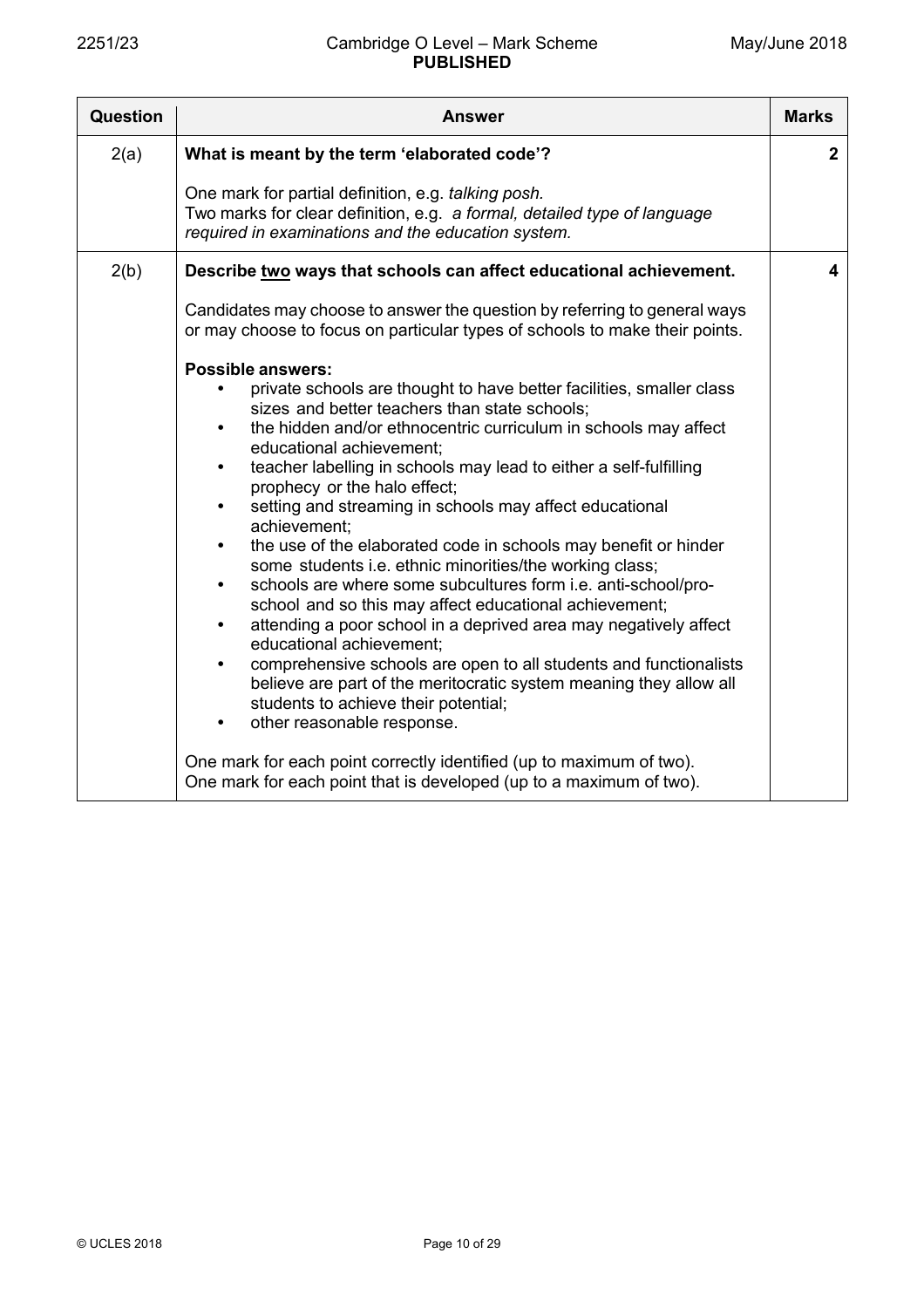| Question | Answer | Marks |
|---|---|---|
| 2(a) | **What is meant by the term 'elaborated code'?**<br><br>One mark for partial definition, e.g. *talking posh.*<br>Two marks for clear definition, e.g. *a formal, detailed type of language required in examinations and the education system.* | **2** |
| 2(b) | **Describe two ways that schools can affect educational achievement.**<br><br>Candidates may choose to answer the question by referring to general ways or may choose to focus on particular types of schools to make their points.<br><br>**Possible answers:**<br>• private schools are thought to have better facilities, smaller class sizes and better teachers than state schools;<br>• the hidden and/or ethnocentric curriculum in schools may affect educational achievement;<br>• teacher labelling in schools may lead to either a self-fulfilling prophecy or the halo effect;<br>• setting and streaming in schools may affect educational achievement;<br>• the use of the elaborated code in schools may benefit or hinder some students i.e. ethnic minorities/the working class;<br>• schools are where some subcultures form i.e. anti-school/pro-school and so this may affect educational achievement;<br>• attending a poor school in a deprived area may negatively affect educational achievement;<br>• comprehensive schools are open to all students and functionalists believe are part of the meritocratic system meaning they allow all students to achieve their potential;<br>• other reasonable response.<br><br>One mark for each point correctly identified (up to maximum of two).<br>One mark for each point that is developed (up to a maximum of two). | **4** |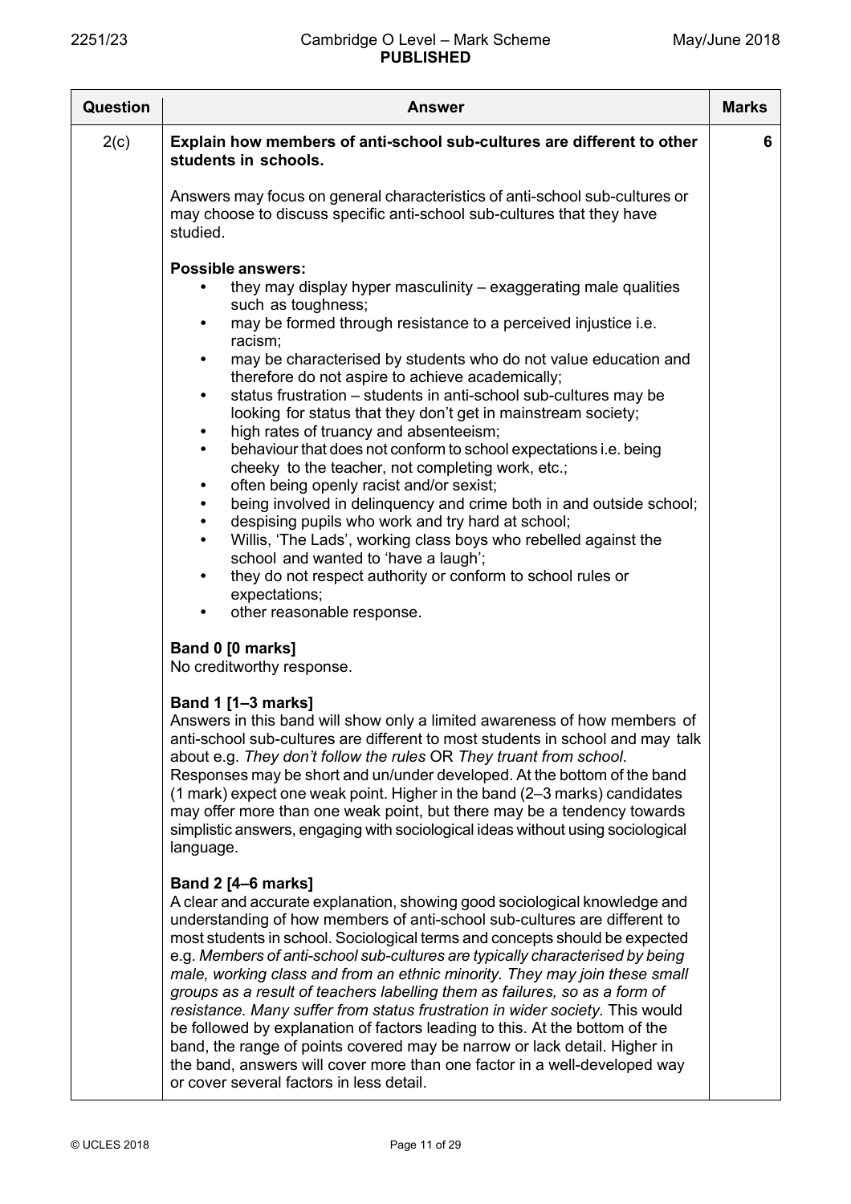| Question | Answer | Marks |
|---|---|---|
| 2(c) | **Explain how members of anti-school sub-cultures are different to other students in schools.**<br><br>Answers may focus on general characteristics of anti-school sub-cultures or may choose to discuss specific anti-school sub-cultures that they have studied.<br><br>**Possible answers:**<br>• they may display hyper masculinity – exaggerating male qualities such as toughness;<br>• may be formed through resistance to a perceived injustice i.e. racism;<br>• may be characterised by students who do not value education and therefore do not aspire to achieve academically;<br>• status frustration – students in anti-school sub-cultures may be looking for status that they don't get in mainstream society;<br>• high rates of truancy and absenteeism;<br>• behaviour that does not conform to school expectations i.e. being cheeky to the teacher, not completing work, etc.;<br>• often being openly racist and/or sexist;<br>• being involved in delinquency and crime both in and outside school;<br>• despising pupils who work and try hard at school;<br>• Willis, 'The Lads', working class boys who rebelled against the school and wanted to 'have a laugh';<br>• they do not respect authority or conform to school rules or expectations;<br>• other reasonable response.<br><br>**Band 0 [0 marks]**<br>No creditworthy response.<br><br>**Band 1 [1–3 marks]**<br>Answers in this band will show only a limited awareness of how members of anti-school sub-cultures are different to most students in school and may talk about e.g. *They don't follow the rules* OR *They truant from school*. Responses may be short and un/under developed. At the bottom of the band (1 mark) expect one weak point. Higher in the band (2–3 marks) candidates may offer more than one weak point, but there may be a tendency towards simplistic answers, engaging with sociological ideas without using sociological language.<br><br>**Band 2 [4–6 marks]**<br>A clear and accurate explanation, showing good sociological knowledge and understanding of how members of anti-school sub-cultures are different to most students in school. Sociological terms and concepts should be expected e.g. *Members of anti-school sub-cultures are typically characterised by being male, working class and from an ethnic minority. They may join these small groups as a result of teachers labelling them as failures, so as a form of resistance. Many suffer from status frustration in wider society.* This would be followed by explanation of factors leading to this. At the bottom of the band, the range of points covered may be narrow or lack detail. Higher in the band, answers will cover more than one factor in a well-developed way or cover several factors in less detail. | 6 |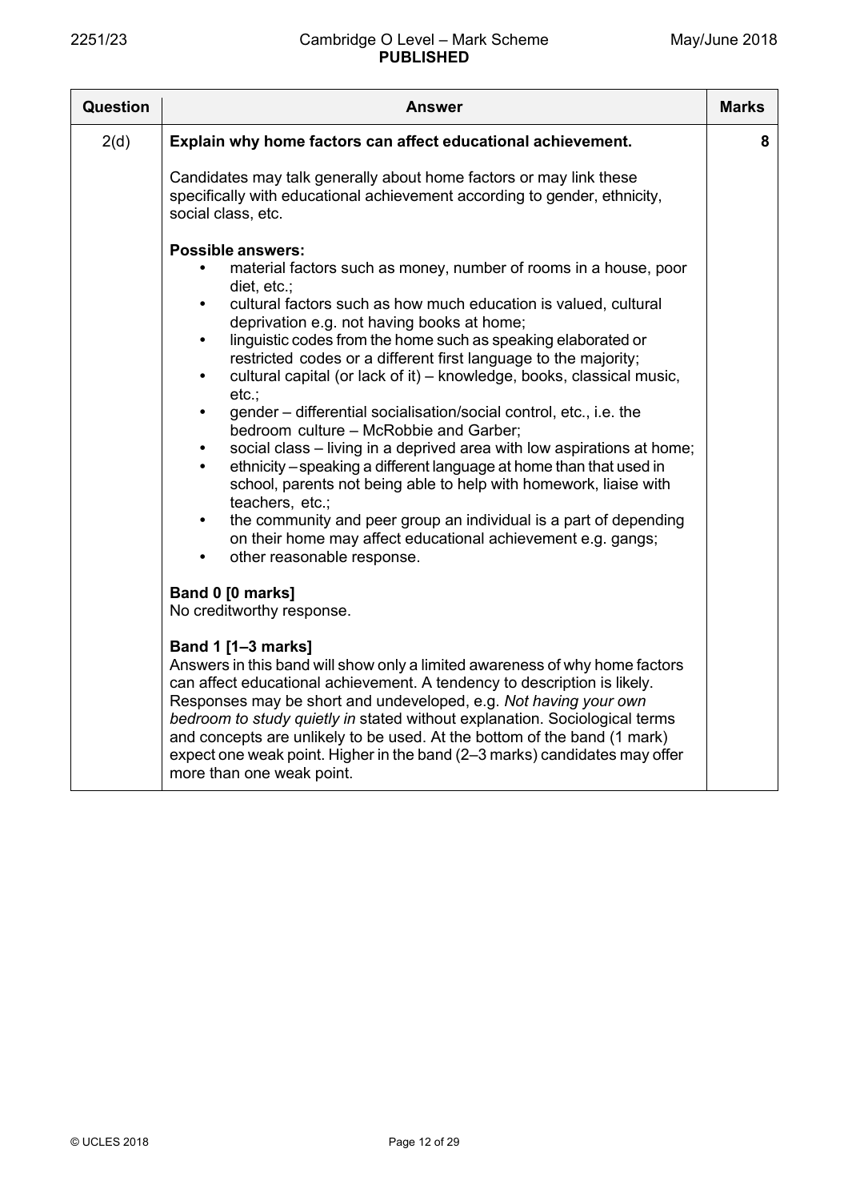| Question | Answer | Marks |
|---|---|---|
| 2(d) | **Explain why home factors can affect educational achievement.**<br><br>Candidates may talk generally about home factors or may link these specifically with educational achievement according to gender, ethnicity, social class, etc.<br><br>**Possible answers:**<br>• material factors such as money, number of rooms in a house, poor diet, etc.;<br>• cultural factors such as how much education is valued, cultural deprivation e.g. not having books at home;<br>• linguistic codes from the home such as speaking elaborated or restricted codes or a different first language to the majority;<br>• cultural capital (or lack of it) – knowledge, books, classical music, etc.;<br>• gender – differential socialisation/social control, etc., i.e. the bedroom culture – McRobbie and Garber;<br>• social class – living in a deprived area with low aspirations at home;<br>• ethnicity – speaking a different language at home than that used in school, parents not being able to help with homework, liaise with teachers, etc.;<br>• the community and peer group an individual is a part of depending on their home may affect educational achievement e.g. gangs;<br>• other reasonable response.<br><br>**Band 0 [0 marks]**<br>No creditworthy response.<br><br>**Band 1 [1–3 marks]**<br>Answers in this band will show only a limited awareness of why home factors can affect educational achievement. A tendency to description is likely. Responses may be short and undeveloped, e.g. *Not having your own bedroom to study quietly in* stated without explanation. Sociological terms and concepts are unlikely to be used. At the bottom of the band (1 mark) expect one weak point. Higher in the band (2–3 marks) candidates may offer more than one weak point. | 8 |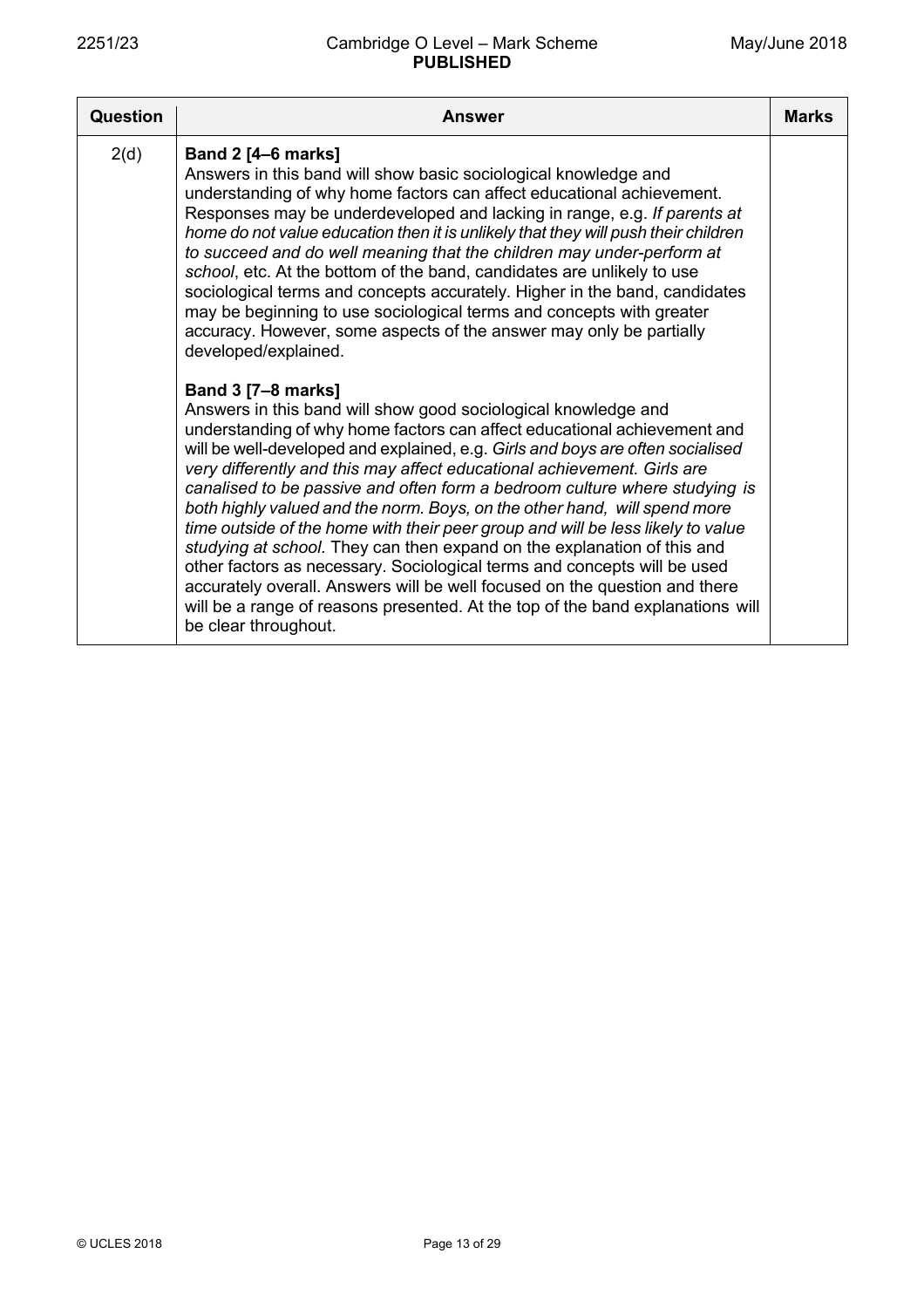| Question | Answer | Marks |
|---|---|---|
| 2(d) | **Band 2 [4–6 marks]**<br>Answers in this band will show basic sociological knowledge and understanding of why home factors can affect educational achievement. Responses may be underdeveloped and lacking in range, e.g. *If parents at home do not value education then it is unlikely that they will push their children to succeed and do well meaning that the children may under-perform at school*, etc. At the bottom of the band, candidates are unlikely to use sociological terms and concepts accurately. Higher in the band, candidates may be beginning to use sociological terms and concepts with greater accuracy. However, some aspects of the answer may only be partially developed/explained.<br><br>**Band 3 [7–8 marks]**<br>Answers in this band will show good sociological knowledge and understanding of why home factors can affect educational achievement and will be well-developed and explained, e.g. *Girls and boys are often socialised very differently and this may affect educational achievement. Girls are canalised to be passive and often form a bedroom culture where studying is both highly valued and the norm. Boys, on the other hand, will spend more time outside of the home with their peer group and will be less likely to value studying at school.* They can then expand on the explanation of this and other factors as necessary. Sociological terms and concepts will be used accurately overall. Answers will be well focused on the question and there will be a range of reasons presented. At the top of the band explanations will be clear throughout. | |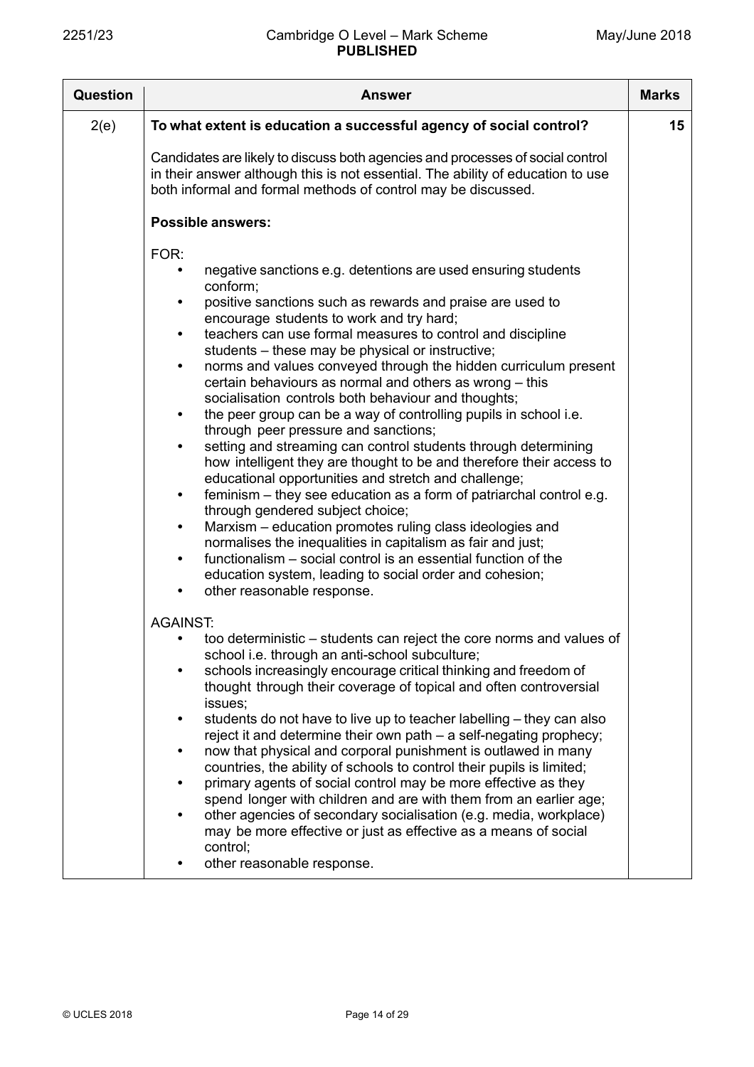| Question | Answer | Marks |
|---|---|---|
| 2(e) | **To what extent is education a successful agency of social control?**<br><br>Candidates are likely to discuss both agencies and processes of social control in their answer although this is not essential. The ability of education to use both informal and formal methods of control may be discussed.<br><br>**Possible answers:**<br><br>FOR:<br>• negative sanctions e.g. detentions are used ensuring students conform;<br>• positive sanctions such as rewards and praise are used to encourage students to work and try hard;<br>• teachers can use formal measures to control and discipline students – these may be physical or instructive;<br>• norms and values conveyed through the hidden curriculum present certain behaviours as normal and others as wrong – this socialisation controls both behaviour and thoughts;<br>• the peer group can be a way of controlling pupils in school i.e. through peer pressure and sanctions;<br>• setting and streaming can control students through determining how intelligent they are thought to be and therefore their access to educational opportunities and stretch and challenge;<br>• feminism – they see education as a form of patriarchal control e.g. through gendered subject choice;<br>• Marxism – education promotes ruling class ideologies and normalises the inequalities in capitalism as fair and just;<br>• functionalism – social control is an essential function of the education system, leading to social order and cohesion;<br>• other reasonable response.<br><br>AGAINST:<br>• too deterministic – students can reject the core norms and values of school i.e. through an anti-school subculture;<br>• schools increasingly encourage critical thinking and freedom of thought through their coverage of topical and often controversial issues;<br>• students do not have to live up to teacher labelling – they can also reject it and determine their own path – a self-negating prophecy;<br>• now that physical and corporal punishment is outlawed in many countries, the ability of schools to control their pupils is limited;<br>• primary agents of social control may be more effective as they spend longer with children and are with them from an earlier age;<br>• other agencies of secondary socialisation (e.g. media, workplace) may be more effective or just as effective as a means of social control;<br>• other reasonable response. | 15 |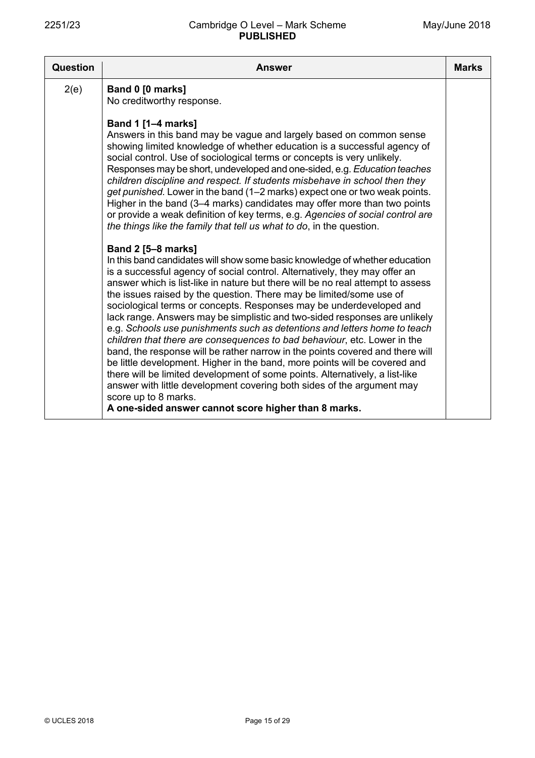| Question | Answer | Marks |
| --- | --- | --- |
| 2(e) | **Band 0 [0 marks]**<br>No creditworthy response.<br><br>**Band 1 [1–4 marks]**<br>Answers in this band may be vague and largely based on common sense showing limited knowledge of whether education is a successful agency of social control. Use of sociological terms or concepts is very unlikely. Responses may be short, undeveloped and one-sided, e.g. *Education teaches children discipline and respect. If students misbehave in school then they get punished*. Lower in the band (1–2 marks) expect one or two weak points. Higher in the band (3–4 marks) candidates may offer more than two points or provide a weak definition of key terms, e.g. *Agencies of social control are the things like the family that tell us what to do*, in the question.<br><br>**Band 2 [5–8 marks]**<br>In this band candidates will show some basic knowledge of whether education is a successful agency of social control. Alternatively, they may offer an answer which is list-like in nature but there will be no real attempt to assess the issues raised by the question. There may be limited/some use of sociological terms or concepts. Responses may be underdeveloped and lack range. Answers may be simplistic and two-sided responses are unlikely e.g. *Schools use punishments such as detentions and letters home to teach children that there are consequences to bad behaviour*, etc. Lower in the band, the response will be rather narrow in the points covered and there will be little development. Higher in the band, more points will be covered and there will be limited development of some points. Alternatively, a list-like answer with little development covering both sides of the argument may score up to 8 marks.<br>**A one-sided answer cannot score higher than 8 marks.** | |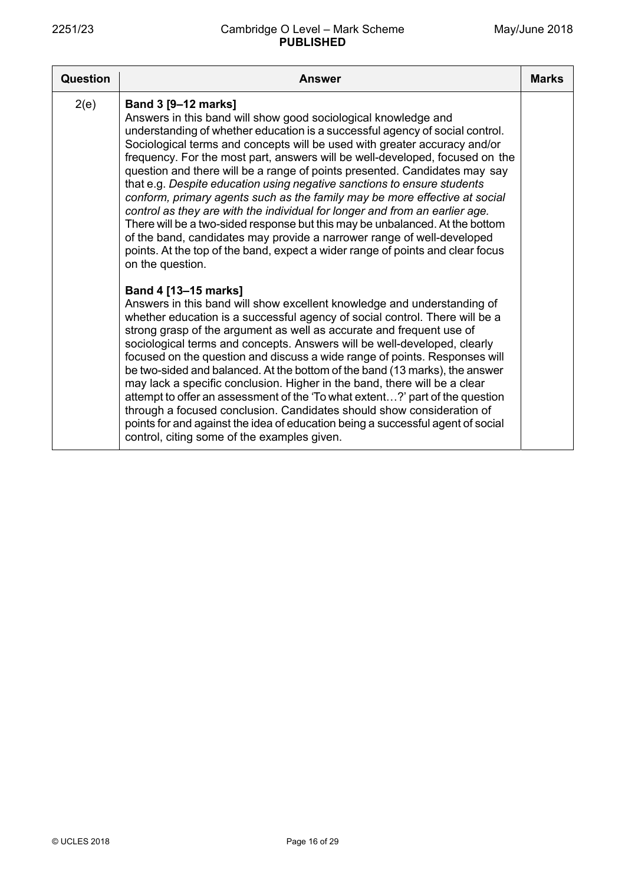| Question | Answer | Marks |
|---|---|---|
| 2(e) | **Band 3 [9–12 marks]**<br>Answers in this band will show good sociological knowledge and understanding of whether education is a successful agency of social control. Sociological terms and concepts will be used with greater accuracy and/or frequency. For the most part, answers will be well-developed, focused on the question and there will be a range of points presented. Candidates may say that e.g. *Despite education using negative sanctions to ensure students conform, primary agents such as the family may be more effective at social control as they are with the individual for longer and from an earlier age.* There will be a two-sided response but this may be unbalanced. At the bottom of the band, candidates may provide a narrower range of well-developed points. At the top of the band, expect a wider range of points and clear focus on the question.<br><br>**Band 4 [13–15 marks]**<br>Answers in this band will show excellent knowledge and understanding of whether education is a successful agency of social control. There will be a strong grasp of the argument as well as accurate and frequent use of sociological terms and concepts. Answers will be well-developed, clearly focused on the question and discuss a wide range of points. Responses will be two-sided and balanced. At the bottom of the band (13 marks), the answer may lack a specific conclusion. Higher in the band, there will be a clear attempt to offer an assessment of the 'To what extent…?' part of the question through a focused conclusion. Candidates should show consideration of points for and against the idea of education being a successful agent of social control, citing some of the examples given. | |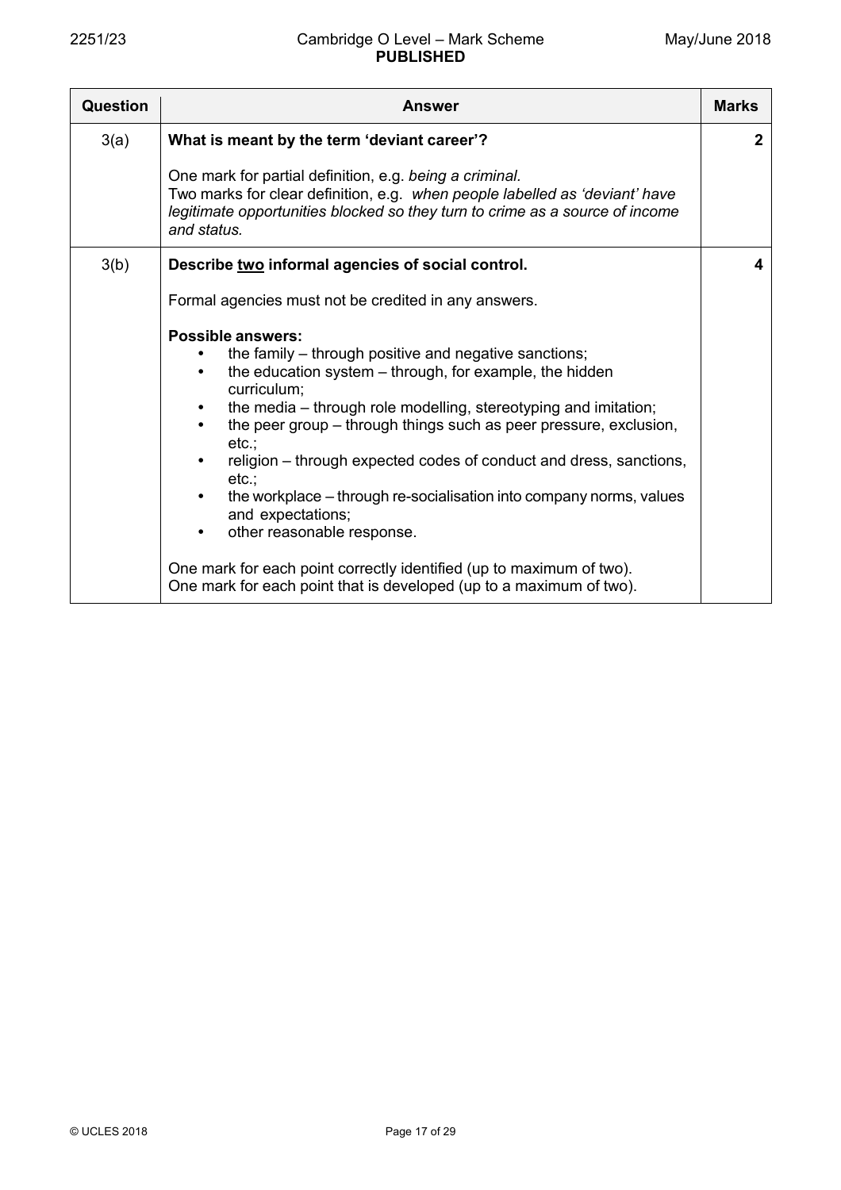| Question | Answer | Marks |
| --- | --- | --- |
| 3(a) | **What is meant by the term 'deviant career'?**<br><br>One mark for partial definition, e.g. *being a criminal*.<br>Two marks for clear definition, e.g. *when people labelled as 'deviant' have legitimate opportunities blocked so they turn to crime as a source of income and status.* | 2 |
| 3(b) | **Describe <u>two</u> informal agencies of social control.**<br><br>Formal agencies must not be credited in any answers.<br><br>**Possible answers:**<br>• the family – through positive and negative sanctions;<br>• the education system – through, for example, the hidden curriculum;<br>• the media – through role modelling, stereotyping and imitation;<br>• the peer group – through things such as peer pressure, exclusion, etc.;<br>• religion – through expected codes of conduct and dress, sanctions, etc.;<br>• the workplace – through re-socialisation into company norms, values and expectations;<br>• other reasonable response.<br><br>One mark for each point correctly identified (up to maximum of two).<br>One mark for each point that is developed (up to a maximum of two). | 4 |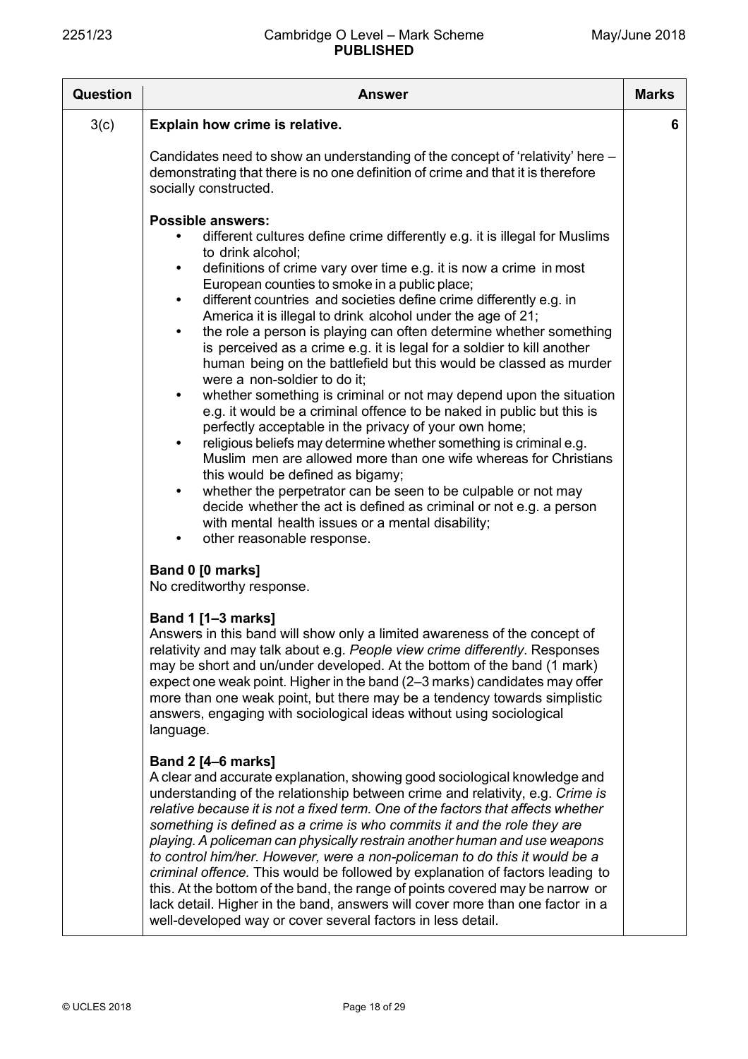| Question | Answer | Marks |
|---|---|---|
| 3(c) | **Explain how crime is relative.**<br><br>Candidates need to show an understanding of the concept of 'relativity' here – demonstrating that there is no one definition of crime and that it is therefore socially constructed.<br><br>**Possible answers:**<br>• different cultures define crime differently e.g. it is illegal for Muslims to drink alcohol;<br>• definitions of crime vary over time e.g. it is now a crime in most European counties to smoke in a public place;<br>• different countries and societies define crime differently e.g. in America it is illegal to drink alcohol under the age of 21;<br>• the role a person is playing can often determine whether something is perceived as a crime e.g. it is legal for a soldier to kill another human being on the battlefield but this would be classed as murder were a non-soldier to do it;<br>• whether something is criminal or not may depend upon the situation e.g. it would be a criminal offence to be naked in public but this is perfectly acceptable in the privacy of your own home;<br>• religious beliefs may determine whether something is criminal e.g. Muslim men are allowed more than one wife whereas for Christians this would be defined as bigamy;<br>• whether the perpetrator can be seen to be culpable or not may decide whether the act is defined as criminal or not e.g. a person with mental health issues or a mental disability;<br>• other reasonable response.<br><br>**Band 0 [0 marks]**<br>No creditworthy response.<br><br>**Band 1 [1–3 marks]**<br>Answers in this band will show only a limited awareness of the concept of relativity and may talk about e.g. *People view crime differently*. Responses may be short and un/under developed. At the bottom of the band (1 mark) expect one weak point. Higher in the band (2–3 marks) candidates may offer more than one weak point, but there may be a tendency towards simplistic answers, engaging with sociological ideas without using sociological language.<br><br>**Band 2 [4–6 marks]**<br>A clear and accurate explanation, showing good sociological knowledge and understanding of the relationship between crime and relativity, e.g. *Crime is relative because it is not a fixed term. One of the factors that affects whether something is defined as a crime is who commits it and the role they are playing. A policeman can physically restrain another human and use weapons to control him/her. However, were a non-policeman to do this it would be a criminal offence.* This would be followed by explanation of factors leading to this. At the bottom of the band, the range of points covered may be narrow or lack detail. Higher in the band, answers will cover more than one factor in a well-developed way or cover several factors in less detail. | 6 |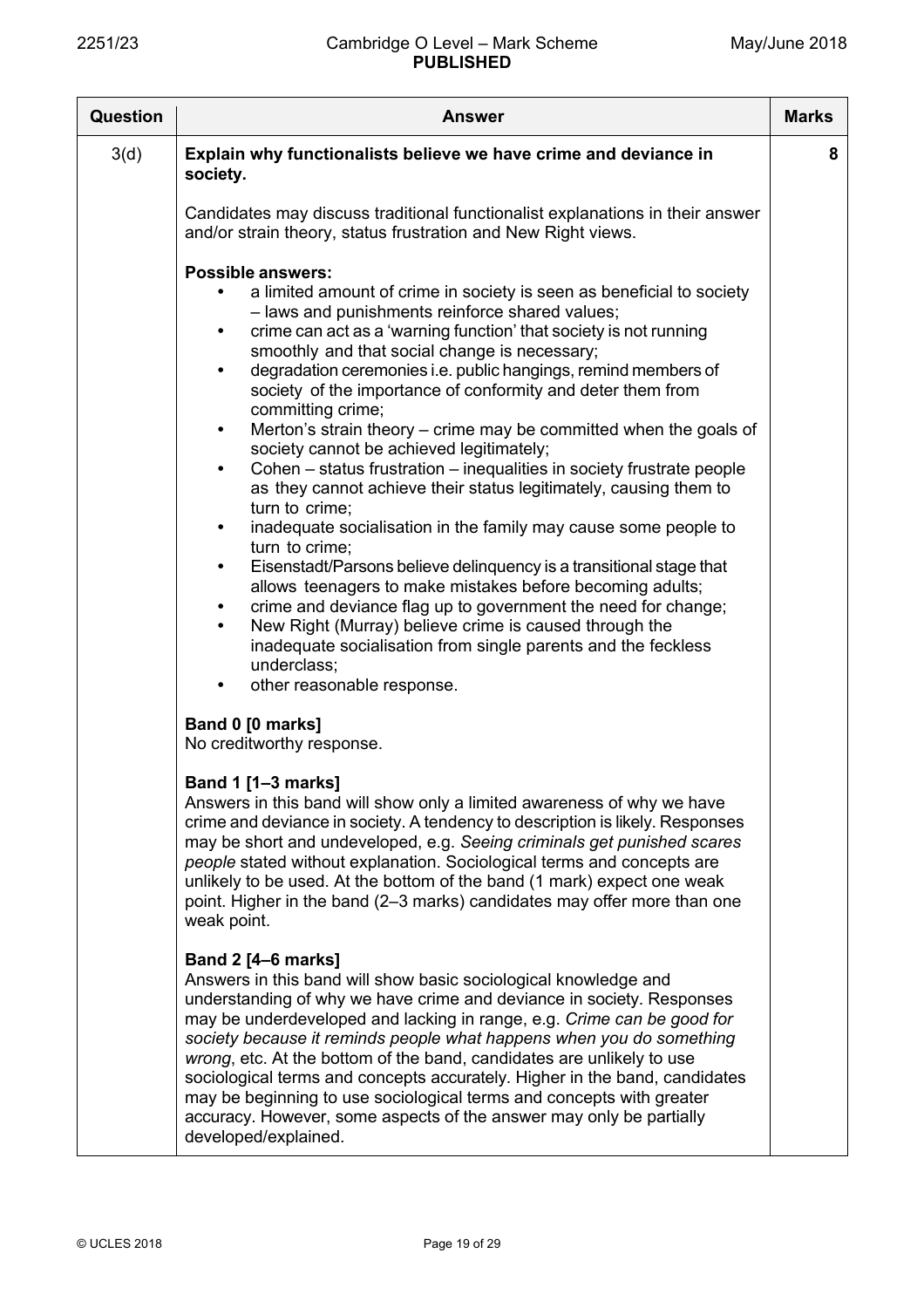| Question | Answer | Marks |
|---|---|---|
| 3(d) | **Explain why functionalists believe we have crime and deviance in society.**<br><br>Candidates may discuss traditional functionalist explanations in their answer and/or strain theory, status frustration and New Right views.<br><br>**Possible answers:**<br>• a limited amount of crime in society is seen as beneficial to society – laws and punishments reinforce shared values;<br>• crime can act as a 'warning function' that society is not running smoothly and that social change is necessary;<br>• degradation ceremonies i.e. public hangings, remind members of society of the importance of conformity and deter them from committing crime;<br>• Merton's strain theory – crime may be committed when the goals of society cannot be achieved legitimately;<br>• Cohen – status frustration – inequalities in society frustrate people as they cannot achieve their status legitimately, causing them to turn to crime;<br>• inadequate socialisation in the family may cause some people to turn to crime;<br>• Eisenstadt/Parsons believe delinquency is a transitional stage that allows teenagers to make mistakes before becoming adults;<br>• crime and deviance flag up to government the need for change;<br>• New Right (Murray) believe crime is caused through the inadequate socialisation from single parents and the feckless underclass;<br>• other reasonable response.<br><br>**Band 0 [0 marks]**<br>No creditworthy response.<br><br>**Band 1 [1–3 marks]**<br>Answers in this band will show only a limited awareness of why we have crime and deviance in society. A tendency to description is likely. Responses may be short and undeveloped, e.g. *Seeing criminals get punished scares people* stated without explanation. Sociological terms and concepts are unlikely to be used. At the bottom of the band (1 mark) expect one weak point. Higher in the band (2–3 marks) candidates may offer more than one weak point.<br><br>**Band 2 [4–6 marks]**<br>Answers in this band will show basic sociological knowledge and understanding of why we have crime and deviance in society. Responses may be underdeveloped and lacking in range, e.g. *Crime can be good for society because it reminds people what happens when you do something wrong*, etc. At the bottom of the band, candidates are unlikely to use sociological terms and concepts accurately. Higher in the band, candidates may be beginning to use sociological terms and concepts with greater accuracy. However, some aspects of the answer may only be partially developed/explained. | 8 |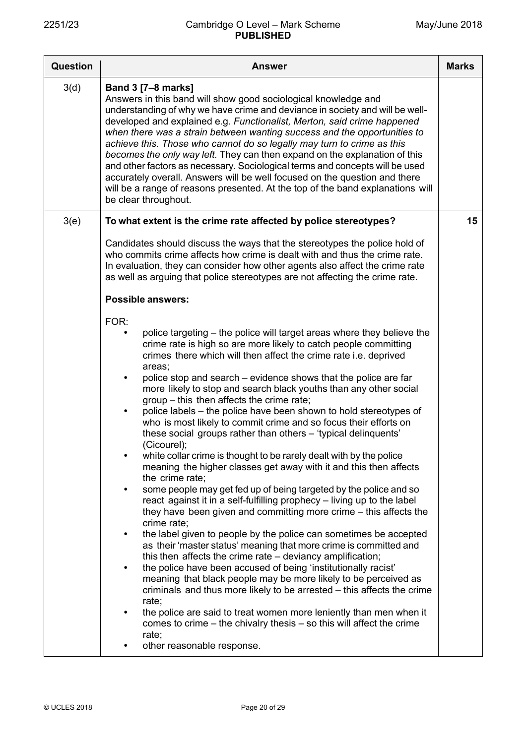| Question | Answer | Marks |
|---|---|---|
| 3(d) | **Band 3 [7–8 marks]**<br>Answers in this band will show good sociological knowledge and understanding of why we have crime and deviance in society and will be well-developed and explained e.g. *Functionalist, Merton, said crime happened when there was a strain between wanting success and the opportunities to achieve this. Those who cannot do so legally may turn to crime as this becomes the only way left.* They can then expand on the explanation of this and other factors as necessary. Sociological terms and concepts will be used accurately overall. Answers will be well focused on the question and there will be a range of reasons presented. At the top of the band explanations will be clear throughout. | |
| 3(e) | **To what extent is the crime rate affected by police stereotypes?**<br><br>Candidates should discuss the ways that the stereotypes the police hold of who commits crime affects how crime is dealt with and thus the crime rate. In evaluation, they can consider how other agents also affect the crime rate as well as arguing that police stereotypes are not affecting the crime rate.<br><br>**Possible answers:**<br><br>FOR:<br>• police targeting – the police will target areas where they believe the crime rate is high so are more likely to catch people committing crimes there which will then affect the crime rate i.e. deprived areas;<br>• police stop and search – evidence shows that the police are far more likely to stop and search black youths than any other social group – this then affects the crime rate;<br>• police labels – the police have been shown to hold stereotypes of who is most likely to commit crime and so focus their efforts on these social groups rather than others – 'typical delinquents' (Cicourel);<br>• white collar crime is thought to be rarely dealt with by the police meaning the higher classes get away with it and this then affects the crime rate;<br>• some people may get fed up of being targeted by the police and so react against it in a self-fulfilling prophecy – living up to the label they have been given and committing more crime – this affects the crime rate;<br>• the label given to people by the police can sometimes be accepted as their 'master status' meaning that more crime is committed and this then affects the crime rate – deviancy amplification;<br>• the police have been accused of being 'institutionally racist' meaning that black people may be more likely to be perceived as criminals and thus more likely to be arrested – this affects the crime rate;<br>• the police are said to treat women more leniently than men when it comes to crime – the chivalry thesis – so this will affect the crime rate;<br>• other reasonable response. | 15 |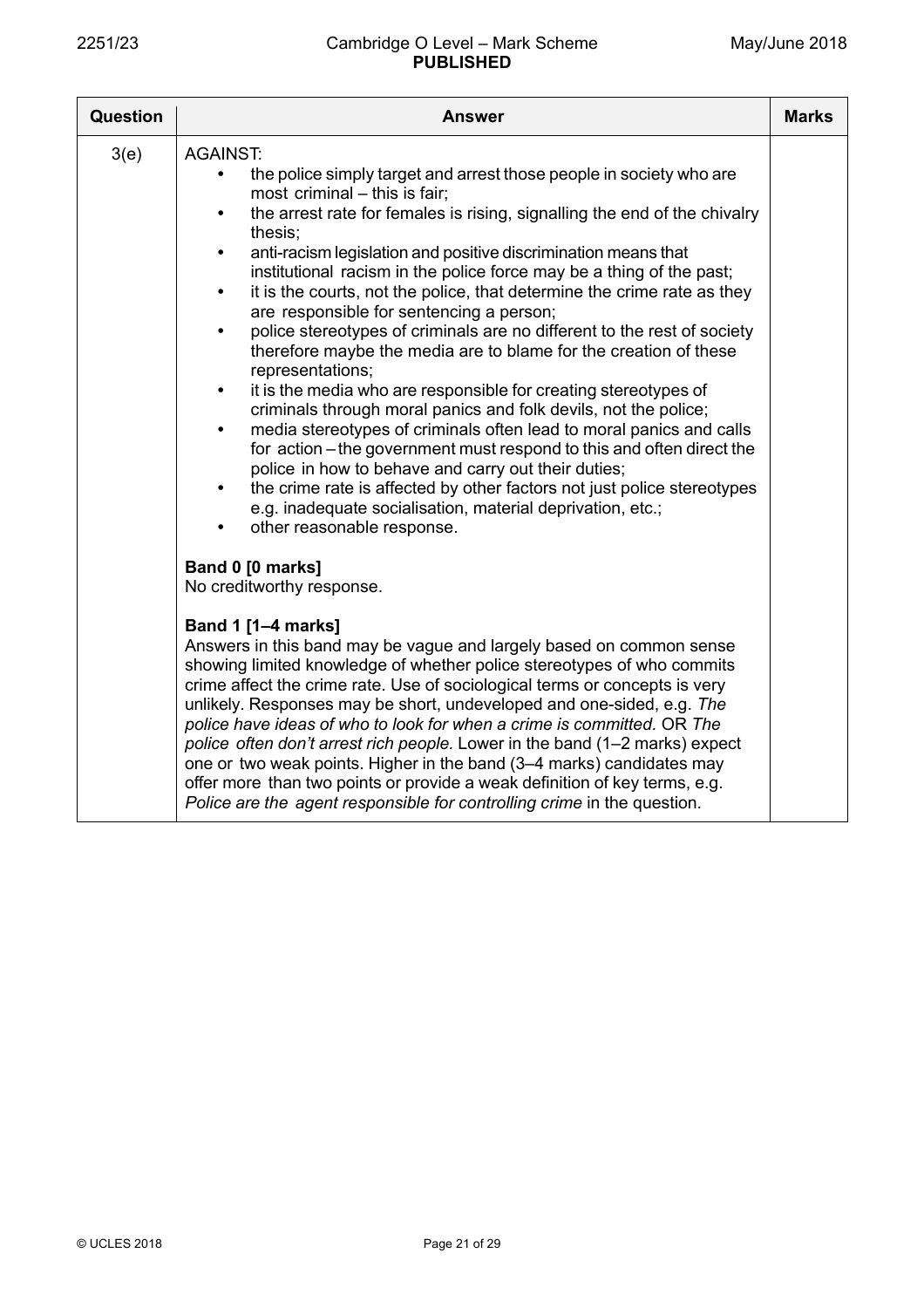| Question | Answer | Marks |
|---|---|---|
| 3(e) | AGAINST:<br>• the police simply target and arrest those people in society who are most criminal – this is fair;<br>• the arrest rate for females is rising, signalling the end of the chivalry thesis;<br>• anti-racism legislation and positive discrimination means that institutional racism in the police force may be a thing of the past;<br>• it is the courts, not the police, that determine the crime rate as they are responsible for sentencing a person;<br>• police stereotypes of criminals are no different to the rest of society therefore maybe the media are to blame for the creation of these representations;<br>• it is the media who are responsible for creating stereotypes of criminals through moral panics and folk devils, not the police;<br>• media stereotypes of criminals often lead to moral panics and calls for action – the government must respond to this and often direct the police in how to behave and carry out their duties;<br>• the crime rate is affected by other factors not just police stereotypes e.g. inadequate socialisation, material deprivation, etc.;<br>• other reasonable response.<br><br>**Band 0 [0 marks]**<br>No creditworthy response.<br><br>**Band 1 [1–4 marks]**<br>Answers in this band may be vague and largely based on common sense showing limited knowledge of whether police stereotypes of who commits crime affect the crime rate. Use of sociological terms or concepts is very unlikely. Responses may be short, undeveloped and one-sided, e.g. *The police have ideas of who to look for when a crime is committed.* OR *The police often don't arrest rich people.* Lower in the band (1–2 marks) expect one or two weak points. Higher in the band (3–4 marks) candidates may offer more than two points or provide a weak definition of key terms, e.g. *Police are the agent responsible for controlling crime* in the question. | |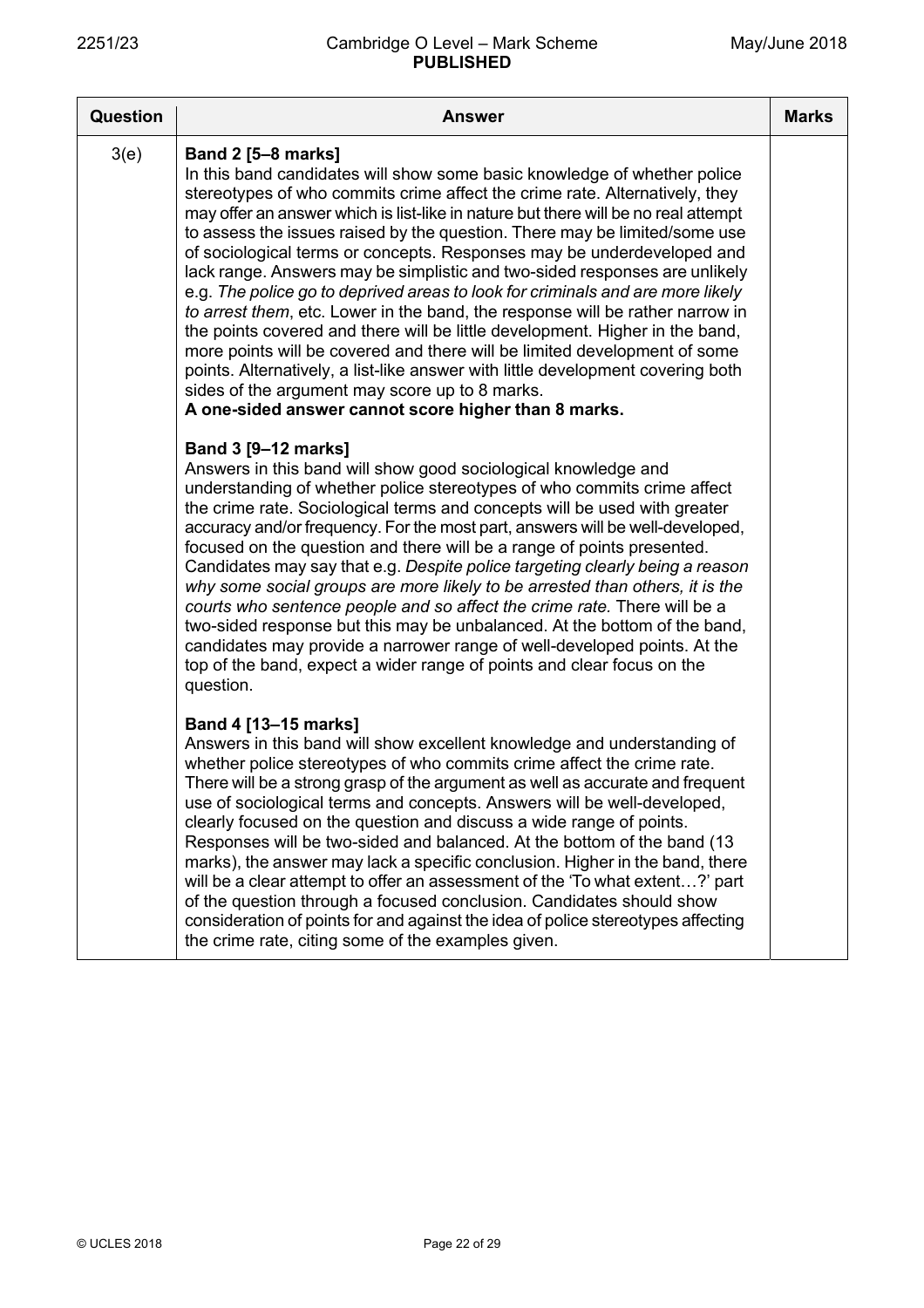| Question | Answer | Marks |
|---|---|---|
| 3(e) | **Band 2 [5–8 marks]**<br>In this band candidates will show some basic knowledge of whether police stereotypes of who commits crime affect the crime rate. Alternatively, they may offer an answer which is list-like in nature but there will be no real attempt to assess the issues raised by the question. There may be limited/some use of sociological terms or concepts. Responses may be underdeveloped and lack range. Answers may be simplistic and two-sided responses are unlikely e.g. *The police go to deprived areas to look for criminals and are more likely to arrest them*, etc. Lower in the band, the response will be rather narrow in the points covered and there will be little development. Higher in the band, more points will be covered and there will be limited development of some points. Alternatively, a list-like answer with little development covering both sides of the argument may score up to 8 marks.<br>**A one-sided answer cannot score higher than 8 marks.**<br><br>**Band 3 [9–12 marks]**<br>Answers in this band will show good sociological knowledge and understanding of whether police stereotypes of who commits crime affect the crime rate. Sociological terms and concepts will be used with greater accuracy and/or frequency. For the most part, answers will be well-developed, focused on the question and there will be a range of points presented. Candidates may say that e.g. *Despite police targeting clearly being a reason why some social groups are more likely to be arrested than others, it is the courts who sentence people and so affect the crime rate.* There will be a two-sided response but this may be unbalanced. At the bottom of the band, candidates may provide a narrower range of well-developed points. At the top of the band, expect a wider range of points and clear focus on the question.<br><br>**Band 4 [13–15 marks]**<br>Answers in this band will show excellent knowledge and understanding of whether police stereotypes of who commits crime affect the crime rate. There will be a strong grasp of the argument as well as accurate and frequent use of sociological terms and concepts. Answers will be well-developed, clearly focused on the question and discuss a wide range of points. Responses will be two-sided and balanced. At the bottom of the band (13 marks), the answer may lack a specific conclusion. Higher in the band, there will be a clear attempt to offer an assessment of the 'To what extent…?' part of the question through a focused conclusion. Candidates should show consideration of points for and against the idea of police stereotypes affecting the crime rate, citing some of the examples given. | |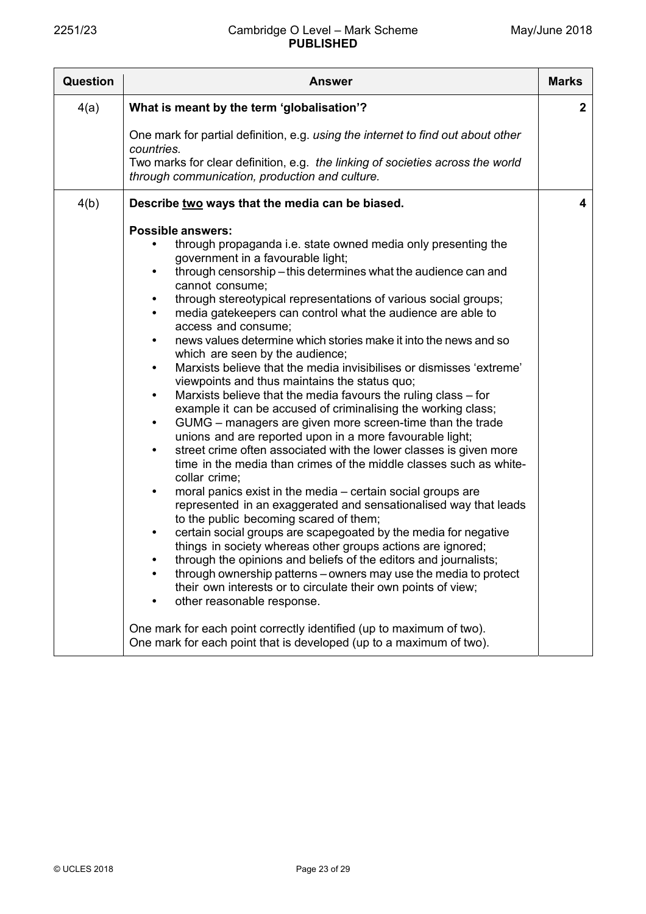| Question | Answer | Marks |
|---|---|---|
| 4(a) | **What is meant by the term 'globalisation'?**<br><br>One mark for partial definition, e.g. *using the internet to find out about other countries.*<br>Two marks for clear definition, e.g. *the linking of societies across the world through communication, production and culture.* | **2** |
| 4(b) | **Describe <u>two</u> ways that the media can be biased.**<br><br>**Possible answers:**<br>• through propaganda i.e. state owned media only presenting the government in a favourable light;<br>• through censorship – this determines what the audience can and cannot consume;<br>• through stereotypical representations of various social groups;<br>• media gatekeepers can control what the audience are able to access and consume;<br>• news values determine which stories make it into the news and so which are seen by the audience;<br>• Marxists believe that the media invisibilises or dismisses 'extreme' viewpoints and thus maintains the status quo;<br>• Marxists believe that the media favours the ruling class – for example it can be accused of criminalising the working class;<br>• GUMG – managers are given more screen-time than the trade unions and are reported upon in a more favourable light;<br>• street crime often associated with the lower classes is given more time in the media than crimes of the middle classes such as white-collar crime;<br>• moral panics exist in the media – certain social groups are represented in an exaggerated and sensationalised way that leads to the public becoming scared of them;<br>• certain social groups are scapegoated by the media for negative things in society whereas other groups actions are ignored;<br>• through the opinions and beliefs of the editors and journalists;<br>• through ownership patterns – owners may use the media to protect their own interests or to circulate their own points of view;<br>• other reasonable response.<br><br>One mark for each point correctly identified (up to maximum of two).<br>One mark for each point that is developed (up to a maximum of two). | **4** |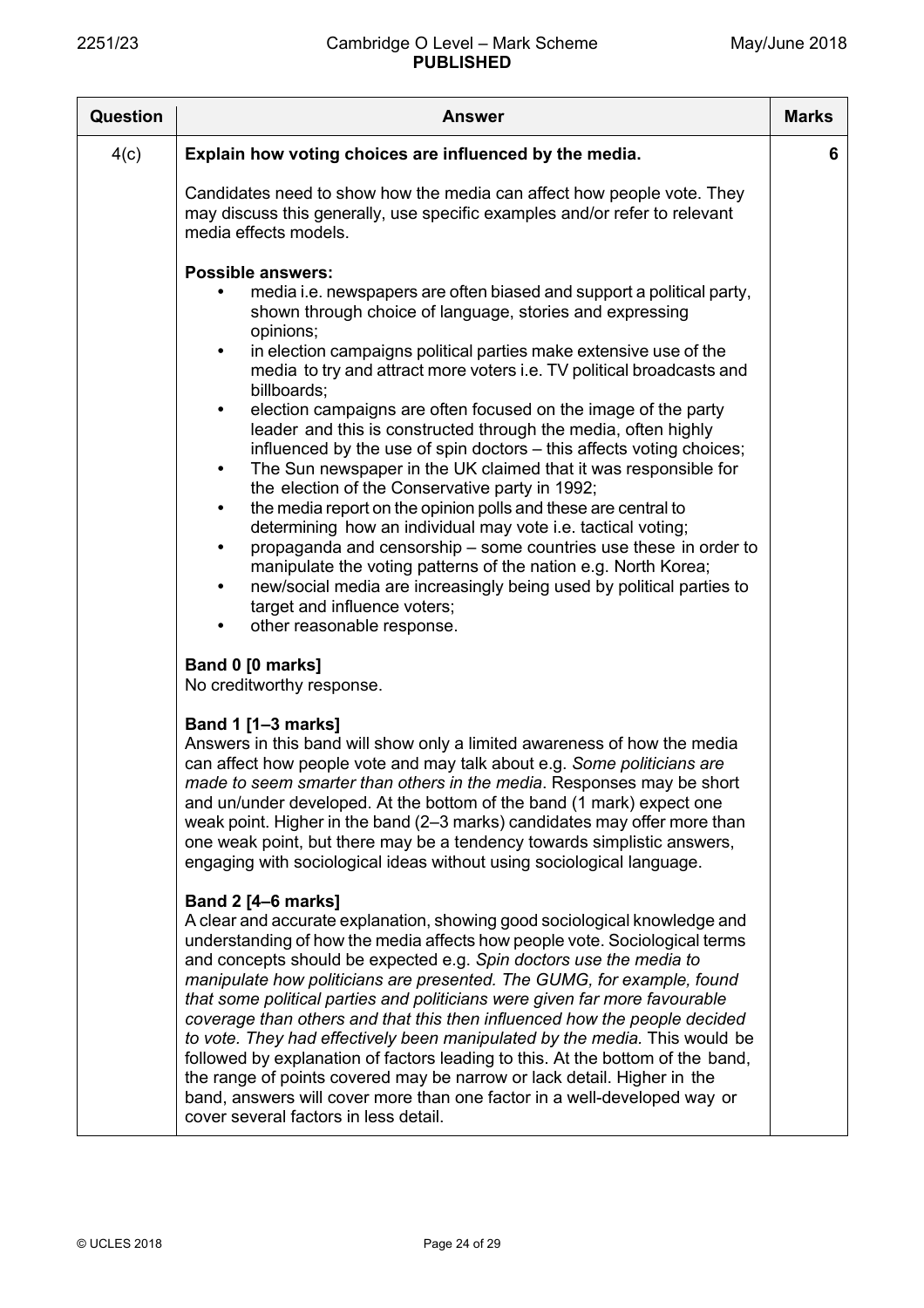| Question | Answer | Marks |
|---|---|---|
| 4(c) | **Explain how voting choices are influenced by the media.**<br><br>Candidates need to show how the media can affect how people vote. They may discuss this generally, use specific examples and/or refer to relevant media effects models.<br><br>**Possible answers:**<br>• media i.e. newspapers are often biased and support a political party, shown through choice of language, stories and expressing opinions;<br>• in election campaigns political parties make extensive use of the media to try and attract more voters i.e. TV political broadcasts and billboards;<br>• election campaigns are often focused on the image of the party leader and this is constructed through the media, often highly influenced by the use of spin doctors – this affects voting choices;<br>• The Sun newspaper in the UK claimed that it was responsible for the election of the Conservative party in 1992;<br>• the media report on the opinion polls and these are central to determining how an individual may vote i.e. tactical voting;<br>• propaganda and censorship – some countries use these in order to manipulate the voting patterns of the nation e.g. North Korea;<br>• new/social media are increasingly being used by political parties to target and influence voters;<br>• other reasonable response.<br><br>**Band 0 [0 marks]**<br>No creditworthy response.<br><br>**Band 1 [1–3 marks]**<br>Answers in this band will show only a limited awareness of how the media can affect how people vote and may talk about e.g. *Some politicians are made to seem smarter than others in the media*. Responses may be short and un/under developed. At the bottom of the band (1 mark) expect one weak point. Higher in the band (2–3 marks) candidates may offer more than one weak point, but there may be a tendency towards simplistic answers, engaging with sociological ideas without using sociological language.<br><br>**Band 2 [4–6 marks]**<br>A clear and accurate explanation, showing good sociological knowledge and understanding of how the media affects how people vote. Sociological terms and concepts should be expected e.g. *Spin doctors use the media to manipulate how politicians are presented. The GUMG, for example, found that some political parties and politicians were given far more favourable coverage than others and that this then influenced how the people decided to vote. They had effectively been manipulated by the media.* This would be followed by explanation of factors leading to this. At the bottom of the band, the range of points covered may be narrow or lack detail. Higher in the band, answers will cover more than one factor in a well-developed way or cover several factors in less detail. | 6 |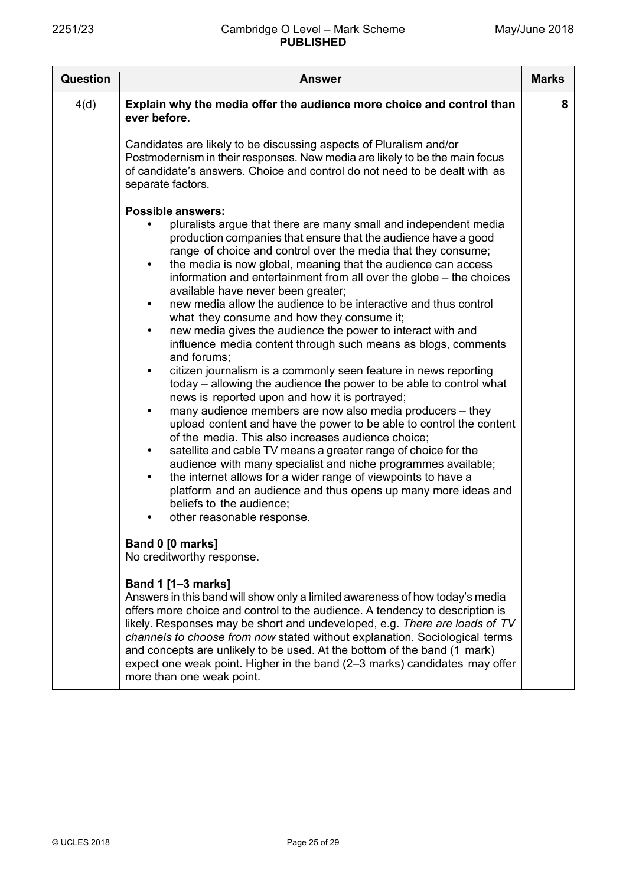| Question | Answer | Marks |
|---|---|---|
| 4(d) | **Explain why the media offer the audience more choice and control than ever before.**<br><br>Candidates are likely to be discussing aspects of Pluralism and/or Postmodernism in their responses. New media are likely to be the main focus of candidate's answers. Choice and control do not need to be dealt with as separate factors.<br><br>**Possible answers:**<br>• pluralists argue that there are many small and independent media production companies that ensure that the audience have a good range of choice and control over the media that they consume;<br>• the media is now global, meaning that the audience can access information and entertainment from all over the globe – the choices available have never been greater;<br>• new media allow the audience to be interactive and thus control what they consume and how they consume it;<br>• new media gives the audience the power to interact with and influence media content through such means as blogs, comments and forums;<br>• citizen journalism is a commonly seen feature in news reporting today – allowing the audience the power to be able to control what news is reported upon and how it is portrayed;<br>• many audience members are now also media producers – they upload content and have the power to be able to control the content of the media. This also increases audience choice;<br>• satellite and cable TV means a greater range of choice for the audience with many specialist and niche programmes available;<br>• the internet allows for a wider range of viewpoints to have a platform and an audience and thus opens up many more ideas and beliefs to the audience;<br>• other reasonable response.<br><br>**Band 0 [0 marks]**<br>No creditworthy response.<br><br>**Band 1 [1–3 marks]**<br>Answers in this band will show only a limited awareness of how today's media offers more choice and control to the audience. A tendency to description is likely. Responses may be short and undeveloped, e.g. *There are loads of TV channels to choose from now* stated without explanation. Sociological terms and concepts are unlikely to be used. At the bottom of the band (1 mark) expect one weak point. Higher in the band (2–3 marks) candidates may offer more than one weak point. | 8 |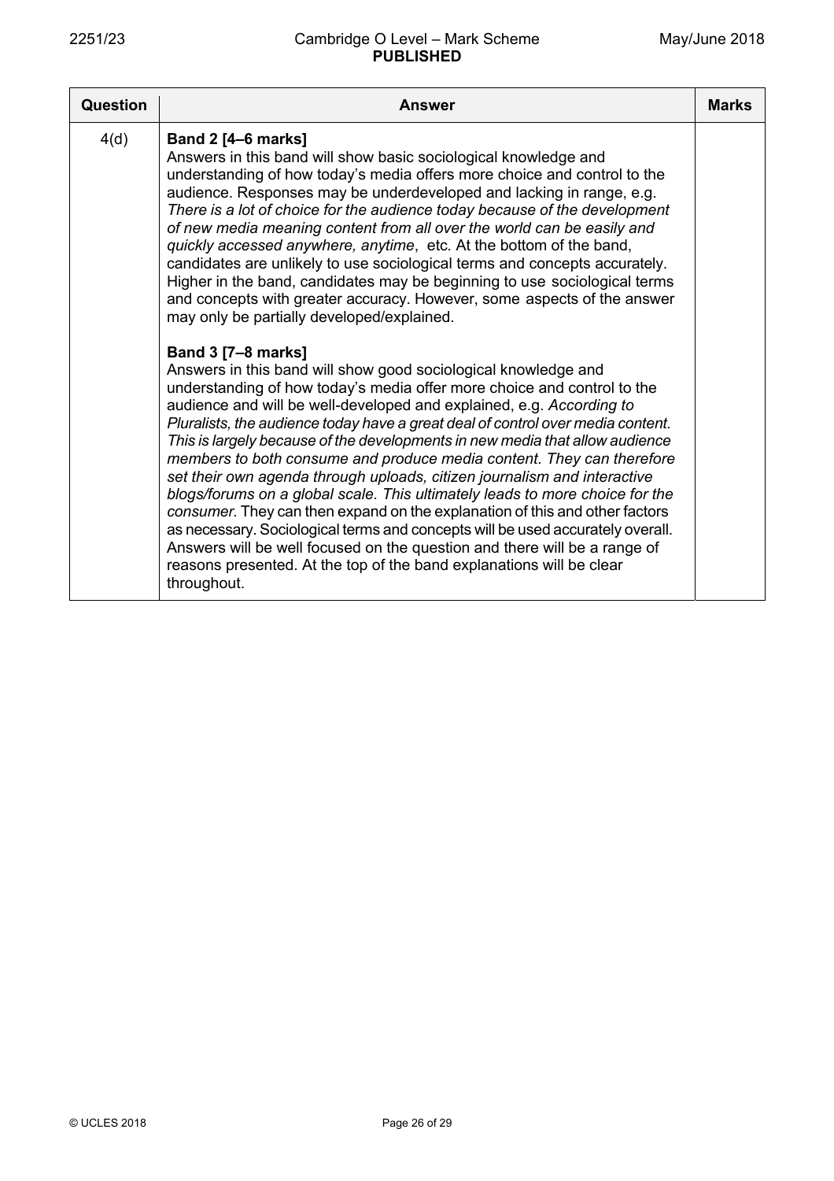| Question | Answer | Marks |
|---|---|---|
| 4(d) | **Band 2 [4–6 marks]**<br>Answers in this band will show basic sociological knowledge and understanding of how today's media offers more choice and control to the audience. Responses may be underdeveloped and lacking in range, e.g. *There is a lot of choice for the audience today because of the development of new media meaning content from all over the world can be easily and quickly accessed anywhere, anytime*, etc. At the bottom of the band, candidates are unlikely to use sociological terms and concepts accurately. Higher in the band, candidates may be beginning to use sociological terms and concepts with greater accuracy. However, some aspects of the answer may only be partially developed/explained.<br><br>**Band 3 [7–8 marks]**<br>Answers in this band will show good sociological knowledge and understanding of how today's media offer more choice and control to the audience and will be well-developed and explained, e.g. *According to Pluralists, the audience today have a great deal of control over media content. This is largely because of the developments in new media that allow audience members to both consume and produce media content. They can therefore set their own agenda through uploads, citizen journalism and interactive blogs/forums on a global scale. This ultimately leads to more choice for the consumer.* They can then expand on the explanation of this and other factors as necessary. Sociological terms and concepts will be used accurately overall. Answers will be well focused on the question and there will be a range of reasons presented. At the top of the band explanations will be clear throughout. | |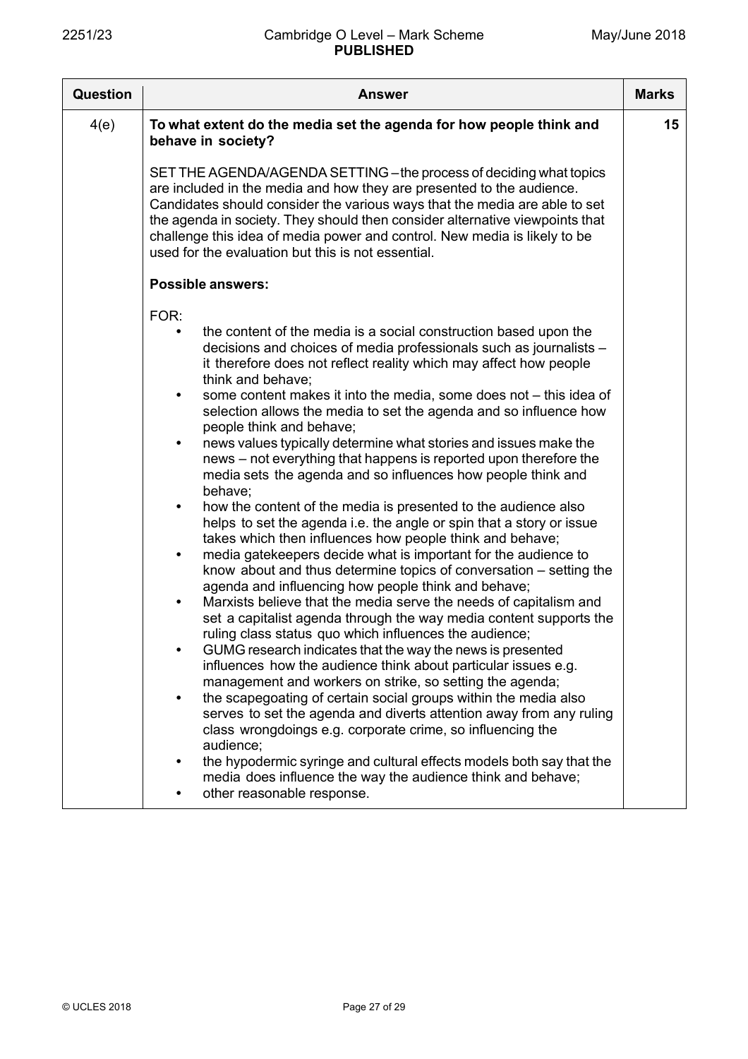| Question | Answer | Marks |
|---|---|---|
| 4(e) | **To what extent do the media set the agenda for how people think and behave in society?**<br><br>SET THE AGENDA/AGENDA SETTING – the process of deciding what topics are included in the media and how they are presented to the audience. Candidates should consider the various ways that the media are able to set the agenda in society. They should then consider alternative viewpoints that challenge this idea of media power and control. New media is likely to be used for the evaluation but this is not essential.<br><br>**Possible answers:**<br><br>FOR:<br>• the content of the media is a social construction based upon the decisions and choices of media professionals such as journalists – it therefore does not reflect reality which may affect how people think and behave;<br>• some content makes it into the media, some does not – this idea of selection allows the media to set the agenda and so influence how people think and behave;<br>• news values typically determine what stories and issues make the news – not everything that happens is reported upon therefore the media sets the agenda and so influences how people think and behave;<br>• how the content of the media is presented to the audience also helps to set the agenda i.e. the angle or spin that a story or issue takes which then influences how people think and behave;<br>• media gatekeepers decide what is important for the audience to know about and thus determine topics of conversation – setting the agenda and influencing how people think and behave;<br>• Marxists believe that the media serve the needs of capitalism and set a capitalist agenda through the way media content supports the ruling class status quo which influences the audience;<br>• GUMG research indicates that the way the news is presented influences how the audience think about particular issues e.g. management and workers on strike, so setting the agenda;<br>• the scapegoating of certain social groups within the media also serves to set the agenda and diverts attention away from any ruling class wrongdoings e.g. corporate crime, so influencing the audience;<br>• the hypodermic syringe and cultural effects models both say that the media does influence the way the audience think and behave;<br>• other reasonable response. | 15 |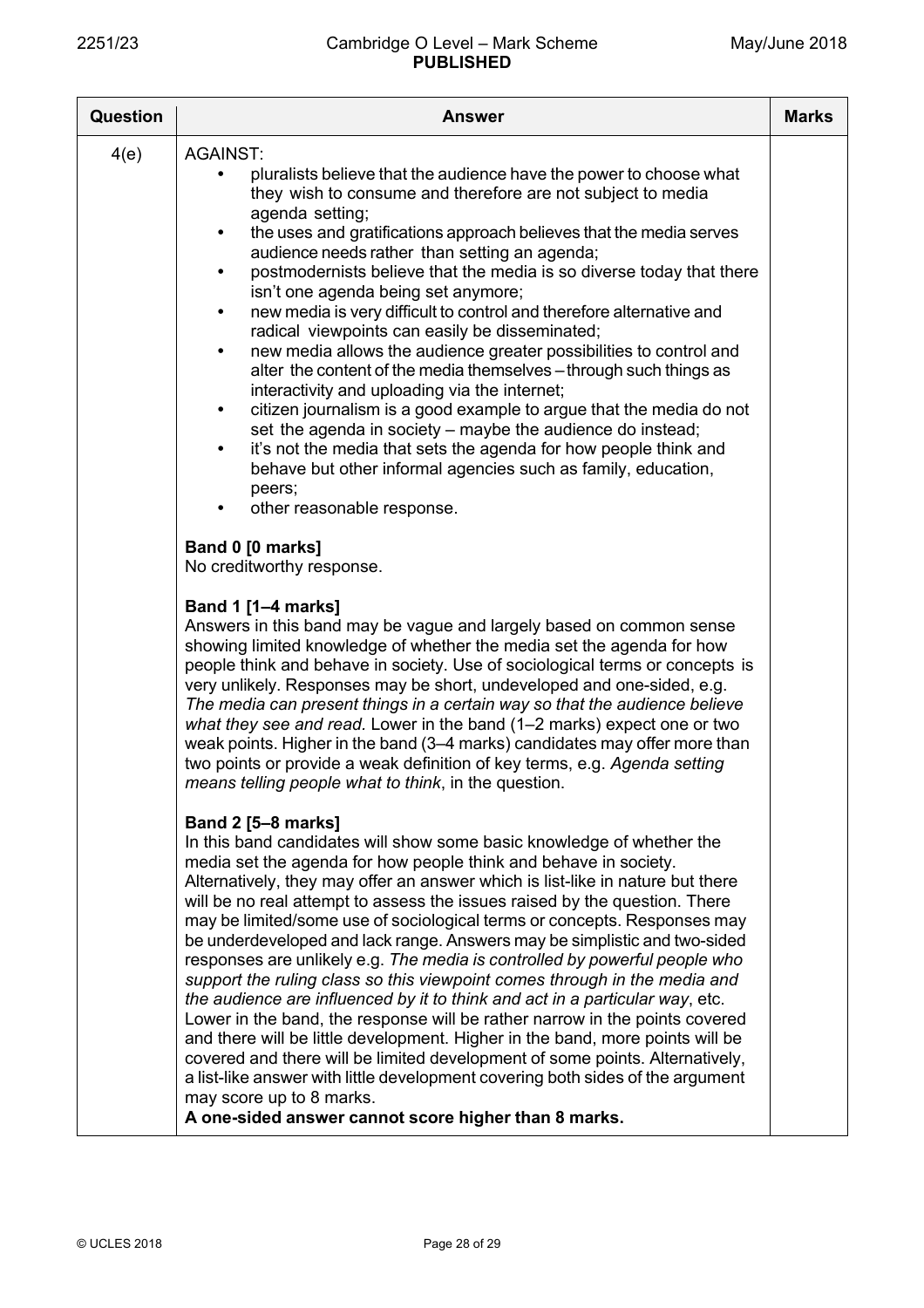| Question | Answer | Marks |
|---|---|---|
| 4(e) | AGAINST:<br>• pluralists believe that the audience have the power to choose what they wish to consume and therefore are not subject to media agenda setting;<br>• the uses and gratifications approach believes that the media serves audience needs rather than setting an agenda;<br>• postmodernists believe that the media is so diverse today that there isn't one agenda being set anymore;<br>• new media is very difficult to control and therefore alternative and radical viewpoints can easily be disseminated;<br>• new media allows the audience greater possibilities to control and alter the content of the media themselves – through such things as interactivity and uploading via the internet;<br>• citizen journalism is a good example to argue that the media do not set the agenda in society – maybe the audience do instead;<br>• it's not the media that sets the agenda for how people think and behave but other informal agencies such as family, education, peers;<br>• other reasonable response.<br><br>**Band 0 [0 marks]**<br>No creditworthy response.<br><br>**Band 1 [1–4 marks]**<br>Answers in this band may be vague and largely based on common sense showing limited knowledge of whether the media set the agenda for how people think and behave in society. Use of sociological terms or concepts is very unlikely. Responses may be short, undeveloped and one-sided, e.g. *The media can present things in a certain way so that the audience believe what they see and read.* Lower in the band (1–2 marks) expect one or two weak points. Higher in the band (3–4 marks) candidates may offer more than two points or provide a weak definition of key terms, e.g. *Agenda setting means telling people what to think*, in the question.<br><br>**Band 2 [5–8 marks]**<br>In this band candidates will show some basic knowledge of whether the media set the agenda for how people think and behave in society. Alternatively, they may offer an answer which is list-like in nature but there will be no real attempt to assess the issues raised by the question. There may be limited/some use of sociological terms or concepts. Responses may be underdeveloped and lack range. Answers may be simplistic and two-sided responses are unlikely e.g. *The media is controlled by powerful people who support the ruling class so this viewpoint comes through in the media and the audience are influenced by it to think and act in a particular way*, etc. Lower in the band, the response will be rather narrow in the points covered and there will be little development. Higher in the band, more points will be covered and there will be limited development of some points. Alternatively, a list-like answer with little development covering both sides of the argument may score up to 8 marks.<br>**A one-sided answer cannot score higher than 8 marks.** | |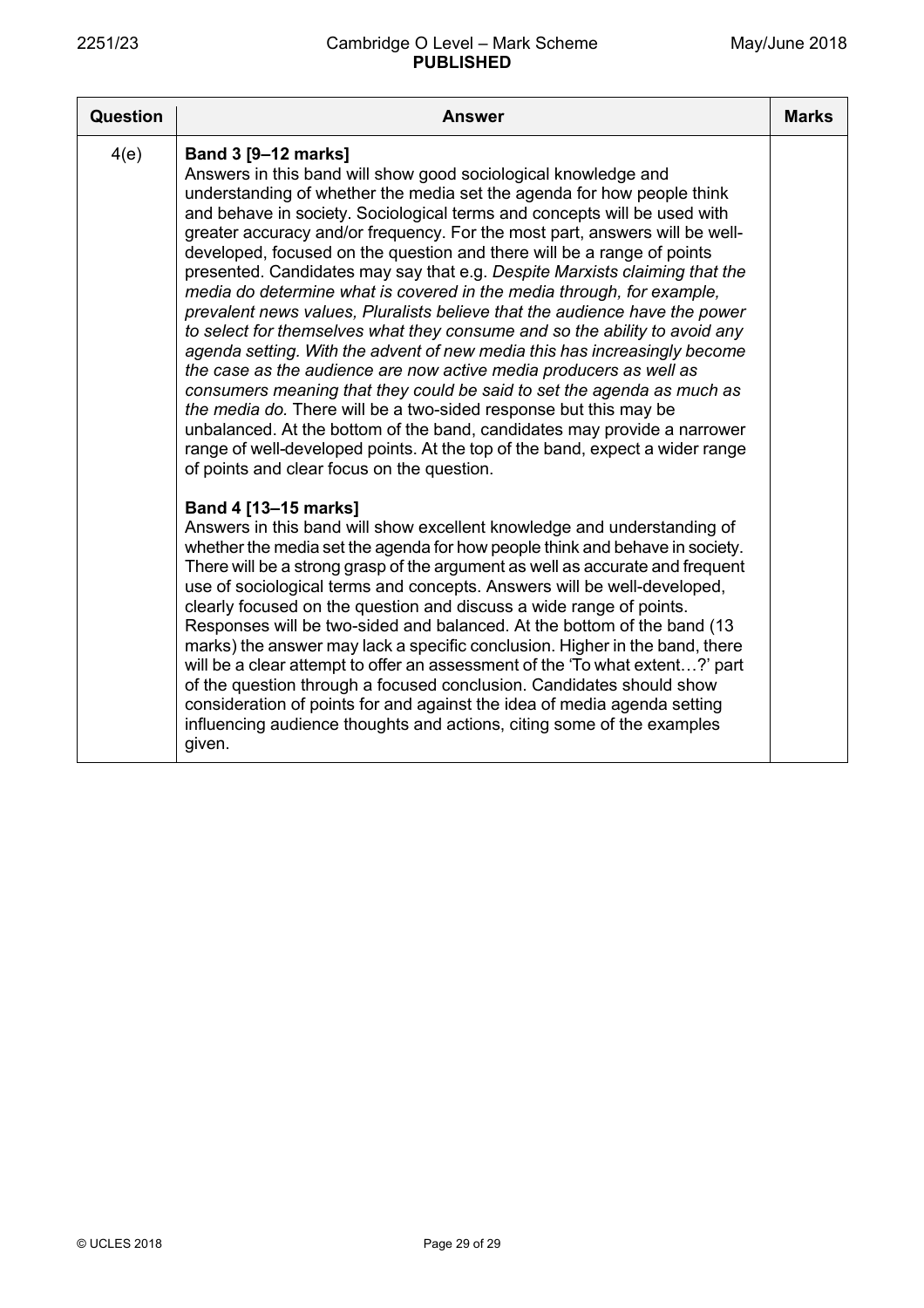| Question | Answer | Marks |
|---|---|---|
| 4(e) | **Band 3 [9–12 marks]**<br>Answers in this band will show good sociological knowledge and understanding of whether the media set the agenda for how people think and behave in society. Sociological terms and concepts will be used with greater accuracy and/or frequency. For the most part, answers will be well-developed, focused on the question and there will be a range of points presented. Candidates may say that e.g. *Despite Marxists claiming that the media do determine what is covered in the media through, for example, prevalent news values, Pluralists believe that the audience have the power to select for themselves what they consume and so the ability to avoid any agenda setting. With the advent of new media this has increasingly become the case as the audience are now active media producers as well as consumers meaning that they could be said to set the agenda as much as the media do.* There will be a two-sided response but this may be unbalanced. At the bottom of the band, candidates may provide a narrower range of well-developed points. At the top of the band, expect a wider range of points and clear focus on the question.<br><br>**Band 4 [13–15 marks]**<br>Answers in this band will show excellent knowledge and understanding of whether the media set the agenda for how people think and behave in society. There will be a strong grasp of the argument as well as accurate and frequent use of sociological terms and concepts. Answers will be well-developed, clearly focused on the question and discuss a wide range of points. Responses will be two-sided and balanced. At the bottom of the band (13 marks) the answer may lack a specific conclusion. Higher in the band, there will be a clear attempt to offer an assessment of the 'To what extent…?' part of the question through a focused conclusion. Candidates should show consideration of points for and against the idea of media agenda setting influencing audience thoughts and actions, citing some of the examples given. | |